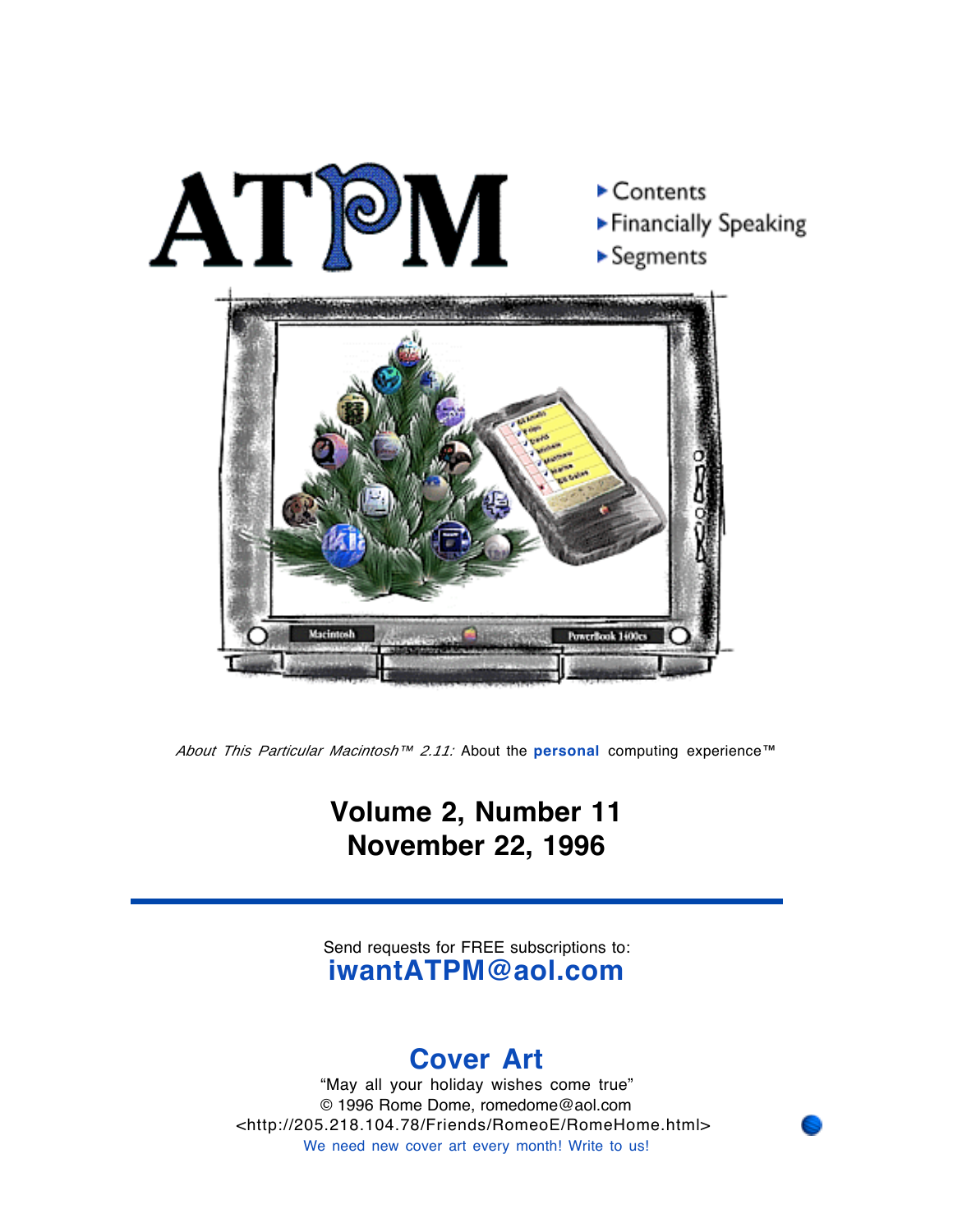# ATPM

- Contents
- Financially Speaking
- Segments

*About This Particular Macintosh™ 2.11:* About the **personal** computing experience™

## Volume 2, Number 11
## November 22, 1996

Send requests for FREE subscriptions to:
**iwantATPM@aol.com**

## Cover Art

"May all your holiday wishes come true"
© 1996 Rome Dome, romedome@aol.com
<http://205.218.104.78/Friends/RomeoE/RomeHome.html>
We need new cover art every month! Write to us!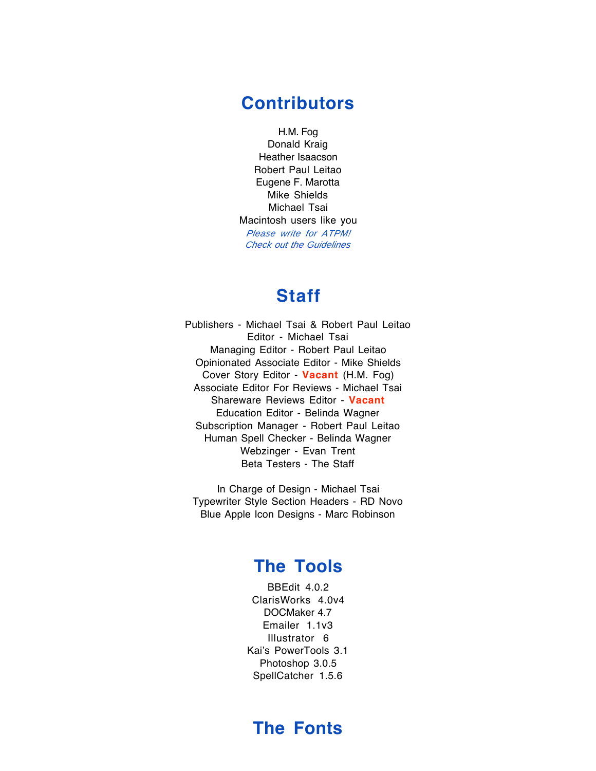## Contributors

H.M. Fog
Donald Kraig
Heather Isaacson
Robert Paul Leitao
Eugene F. Marotta
Mike Shields
Michael Tsai
Macintosh users like you
*Please write for ATPM!*
*Check out the Guidelines*

## Staff

Publishers - Michael Tsai & Robert Paul Leitao
Editor - Michael Tsai
Managing Editor - Robert Paul Leitao
Opinionated Associate Editor - Mike Shields
Cover Story Editor - **Vacant** (H.M. Fog)
Associate Editor For Reviews - Michael Tsai
Shareware Reviews Editor - **Vacant**
Education Editor - Belinda Wagner
Subscription Manager - Robert Paul Leitao
Human Spell Checker - Belinda Wagner
Webzinger - Evan Trent
Beta Testers - The Staff

In Charge of Design - Michael Tsai
Typewriter Style Section Headers - RD Novo
Blue Apple Icon Designs - Marc Robinson

## The Tools

BBEdit 4.0.2
ClarisWorks 4.0v4
DOCMaker 4.7
Emailer 1.1v3
Illustrator 6
Kai's PowerTools 3.1
Photoshop 3.0.5
SpellCatcher 1.5.6

## The Fonts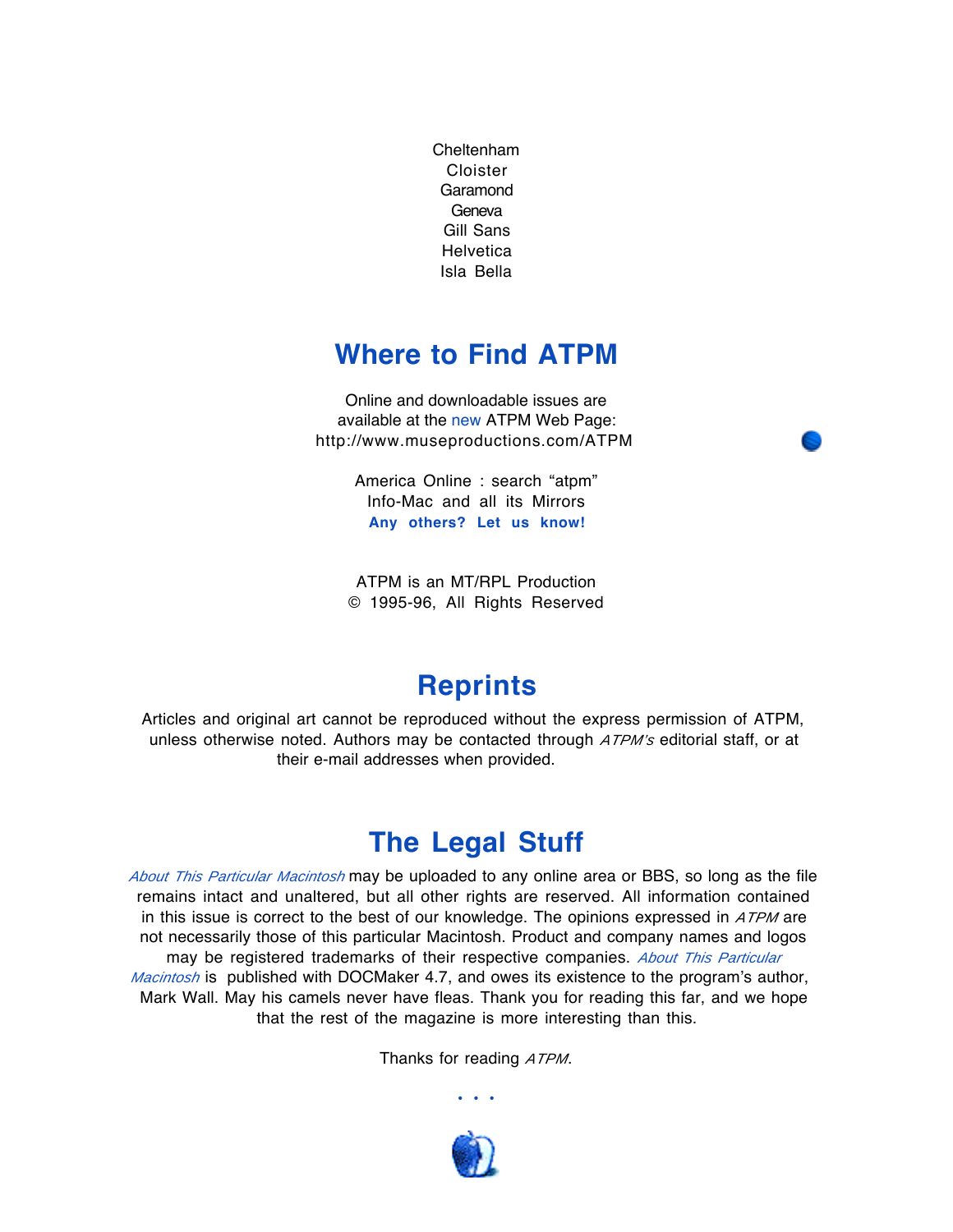Cheltenham
Cloister
Garamond
Geneva
Gill Sans
Helvetica
Isla Bella

## Where to Find ATPM

Online and downloadable issues are available at the new ATPM Web Page:
http://www.museproductions.com/ATPM

America Online : search "atpm"
Info-Mac and all its Mirrors
**Any others? Let us know!**

ATPM is an MT/RPL Production
© 1995-96, All Rights Reserved

## Reprints

Articles and original art cannot be reproduced without the express permission of ATPM, unless otherwise noted. Authors may be contacted through *ATPM's* editorial staff, or at their e-mail addresses when provided.

## The Legal Stuff

*About This Particular Macintosh* may be uploaded to any online area or BBS, so long as the file remains intact and unaltered, but all other rights are reserved. All information contained in this issue is correct to the best of our knowledge. The opinions expressed in *ATPM* are not necessarily those of this particular Macintosh. Product and company names and logos may be registered trademarks of their respective companies. *About This Particular Macintosh* is published with DOCMaker 4.7, and owes its existence to the program's author, Mark Wall. May his camels never have fleas. Thank you for reading this far, and we hope that the rest of the magazine is more interesting than this.

Thanks for reading *ATPM*.

• • •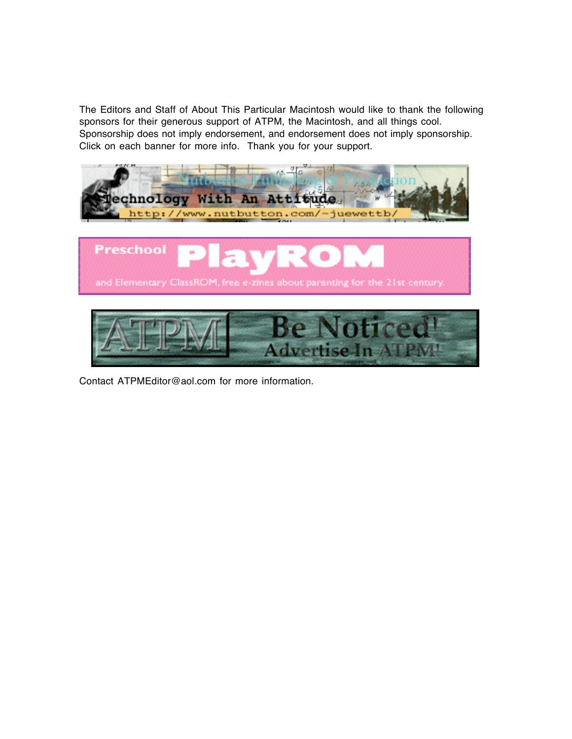The Editors and Staff of About This Particular Macintosh would like to thank the following sponsors for their generous support of ATPM, the Macintosh, and all things cool. Sponsorship does not imply endorsement, and endorsement does not imply sponsorship. Click on each banner for more info. Thank you for your support.

Contact ATPMEditor@aol.com for more information.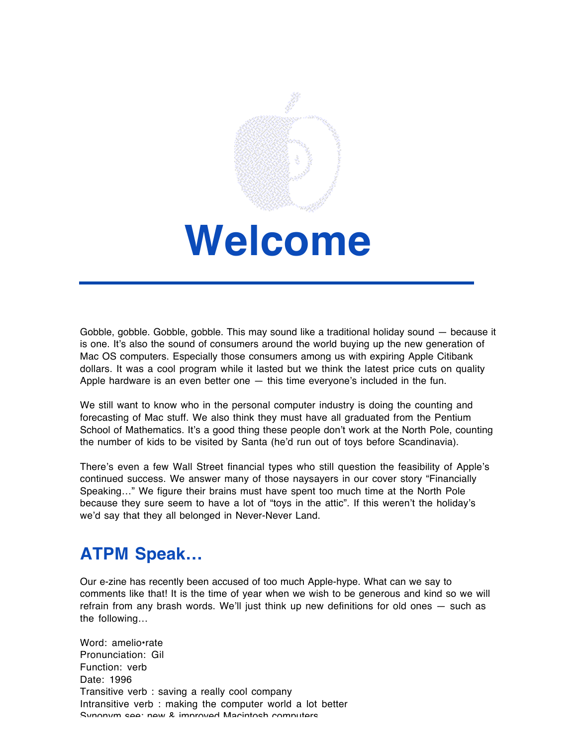# Welcome

Gobble, gobble. Gobble, gobble. This may sound like a traditional holiday sound — because it is one. It's also the sound of consumers around the world buying up the new generation of Mac OS computers. Especially those consumers among us with expiring Apple Citibank dollars. It was a cool program while it lasted but we think the latest price cuts on quality Apple hardware is an even better one — this time everyone's included in the fun.

We still want to know who in the personal computer industry is doing the counting and forecasting of Mac stuff. We also think they must have all graduated from the Pentium School of Mathematics. It's a good thing these people don't work at the North Pole, counting the number of kids to be visited by Santa (he'd run out of toys before Scandinavia).

There's even a few Wall Street financial types who still question the feasibility of Apple's continued success. We answer many of those naysayers in our cover story "Financially Speaking…" We figure their brains must have spent too much time at the North Pole because they sure seem to have a lot of "toys in the attic". If this weren't the holiday's we'd say that they all belonged in Never-Never Land.

## ATPM Speak…

Our e-zine has recently been accused of too much Apple-hype. What can we say to comments like that! It is the time of year when we wish to be generous and kind so we will refrain from any brash words. We'll just think up new definitions for old ones — such as the following…

Word: amelio•rate
Pronunciation: Gil
Function: verb
Date: 1996
Transitive verb : saving a really cool company
Intransitive verb : making the computer world a lot better
Synonym see: new & improved Macintosh computers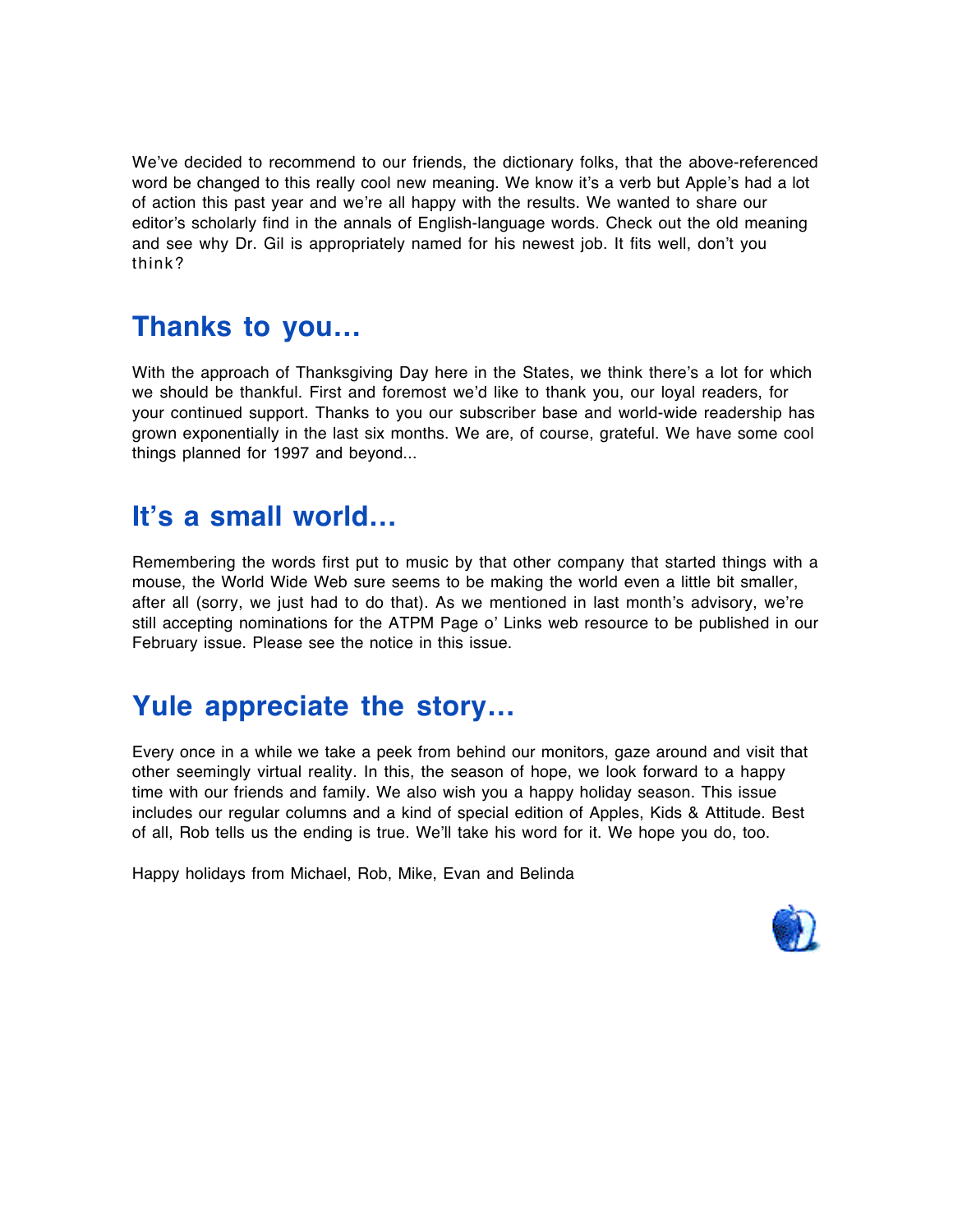We've decided to recommend to our friends, the dictionary folks, that the above-referenced word be changed to this really cool new meaning. We know it's a verb but Apple's had a lot of action this past year and we're all happy with the results. We wanted to share our editor's scholarly find in the annals of English-language words. Check out the old meaning and see why Dr. Gil is appropriately named for his newest job. It fits well, don't you think?

## Thanks to you…

With the approach of Thanksgiving Day here in the States, we think there's a lot for which we should be thankful. First and foremost we'd like to thank you, our loyal readers, for your continued support. Thanks to you our subscriber base and world-wide readership has grown exponentially in the last six months. We are, of course, grateful. We have some cool things planned for 1997 and beyond...

## It's a small world…

Remembering the words first put to music by that other company that started things with a mouse, the World Wide Web sure seems to be making the world even a little bit smaller, after all (sorry, we just had to do that). As we mentioned in last month's advisory, we're still accepting nominations for the ATPM Page o' Links web resource to be published in our February issue. Please see the notice in this issue.

## Yule appreciate the story…

Every once in a while we take a peek from behind our monitors, gaze around and visit that other seemingly virtual reality. In this, the season of hope, we look forward to a happy time with our friends and family. We also wish you a happy holiday season. This issue includes our regular columns and a kind of special edition of Apples, Kids & Attitude. Best of all, Rob tells us the ending is true. We'll take his word for it. We hope you do, too.

Happy holidays from Michael, Rob, Mike, Evan and Belinda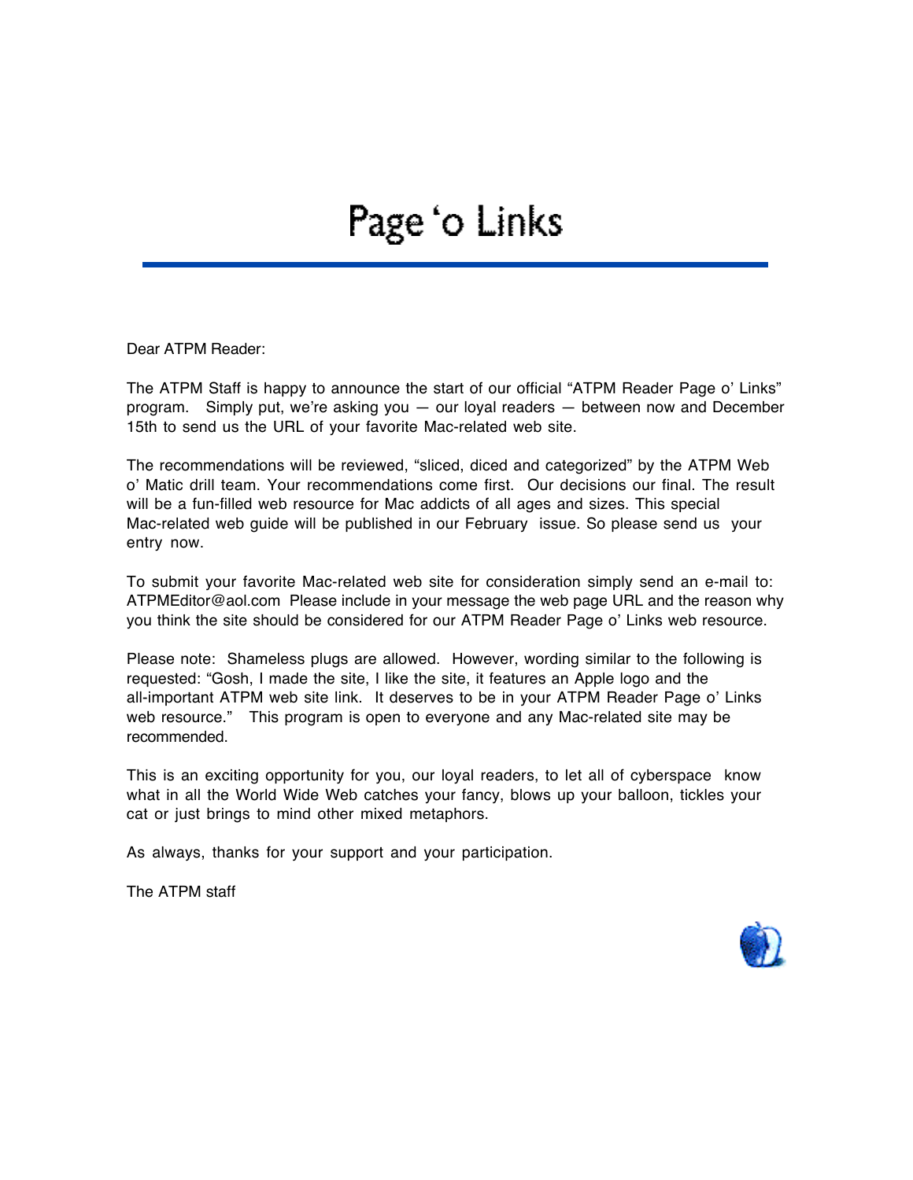# Page 'o Links

Dear ATPM Reader:

The ATPM Staff is happy to announce the start of our official "ATPM Reader Page o' Links" program. Simply put, we're asking you — our loyal readers — between now and December 15th to send us the URL of your favorite Mac-related web site.

The recommendations will be reviewed, "sliced, diced and categorized" by the ATPM Web o' Matic drill team. Your recommendations come first. Our decisions our final. The result will be a fun-filled web resource for Mac addicts of all ages and sizes. This special Mac-related web guide will be published in our February issue. So please send us your entry now.

To submit your favorite Mac-related web site for consideration simply send an e-mail to: ATPMEditor@aol.com Please include in your message the web page URL and the reason why you think the site should be considered for our ATPM Reader Page o' Links web resource.

Please note: Shameless plugs are allowed. However, wording similar to the following is requested: "Gosh, I made the site, I like the site, it features an Apple logo and the all-important ATPM web site link. It deserves to be in your ATPM Reader Page o' Links web resource." This program is open to everyone and any Mac-related site may be recommended.

This is an exciting opportunity for you, our loyal readers, to let all of cyberspace know what in all the World Wide Web catches your fancy, blows up your balloon, tickles your cat or just brings to mind other mixed metaphors.

As always, thanks for your support and your participation.

The ATPM staff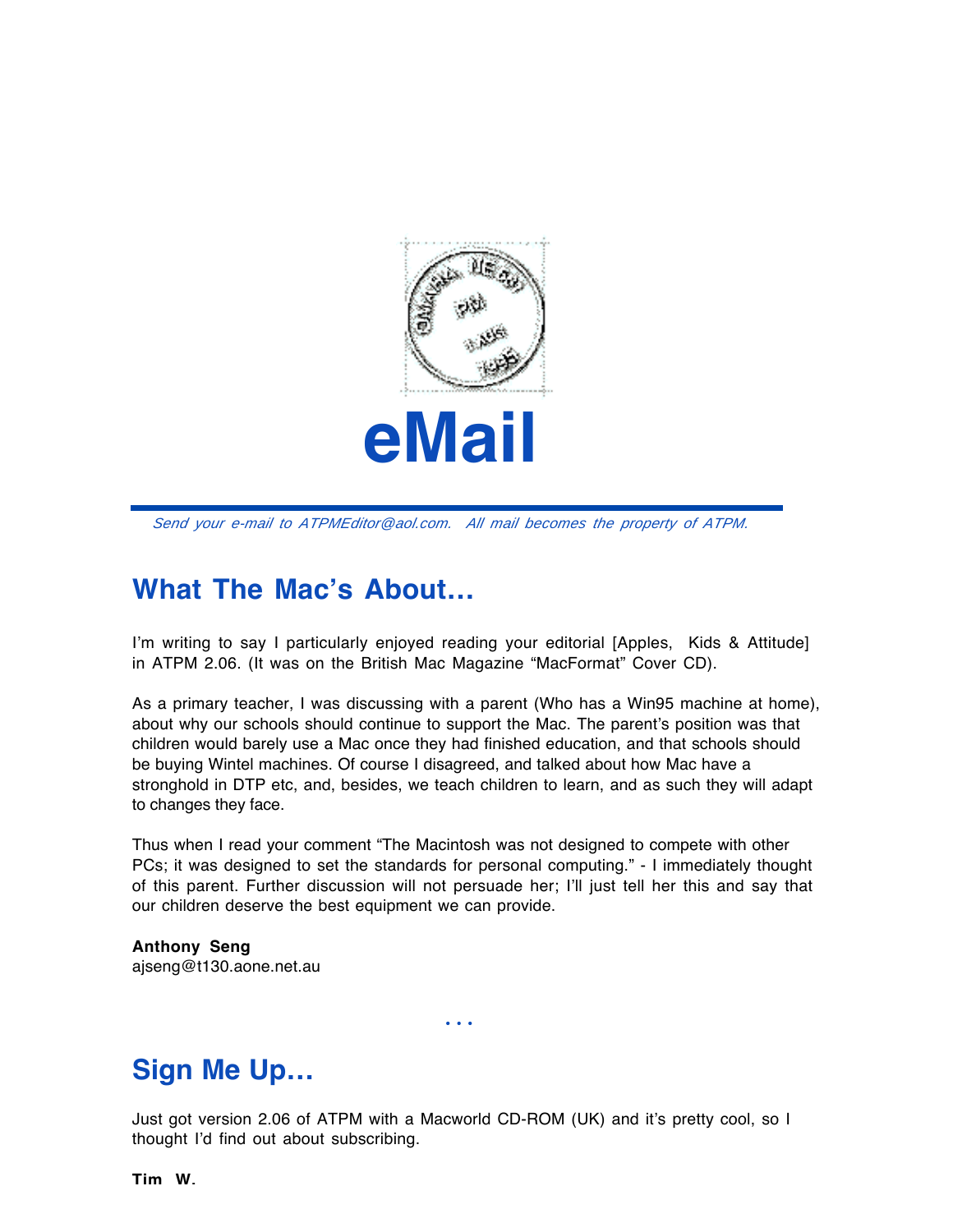# eMail

*Send your e-mail to ATPMEditor@aol.com. All mail becomes the property of ATPM.*

## What The Mac's About…

I'm writing to say I particularly enjoyed reading your editorial [Apples, Kids & Attitude] in ATPM 2.06. (It was on the British Mac Magazine "MacFormat" Cover CD).

As a primary teacher, I was discussing with a parent (Who has a Win95 machine at home), about why our schools should continue to support the Mac. The parent's position was that children would barely use a Mac once they had finished education, and that schools should be buying Wintel machines. Of course I disagreed, and talked about how Mac have a stronghold in DTP etc, and, besides, we teach children to learn, and as such they will adapt to changes they face.

Thus when I read your comment "The Macintosh was not designed to compete with other PCs; it was designed to set the standards for personal computing." - I immediately thought of this parent. Further discussion will not persuade her; I'll just tell her this and say that our children deserve the best equipment we can provide.

**Anthony Seng**
ajseng@t130.aone.net.au

. . .

## Sign Me Up…

Just got version 2.06 of ATPM with a Macworld CD-ROM (UK) and it's pretty cool, so I thought I'd find out about subscribing.

**Tim W.**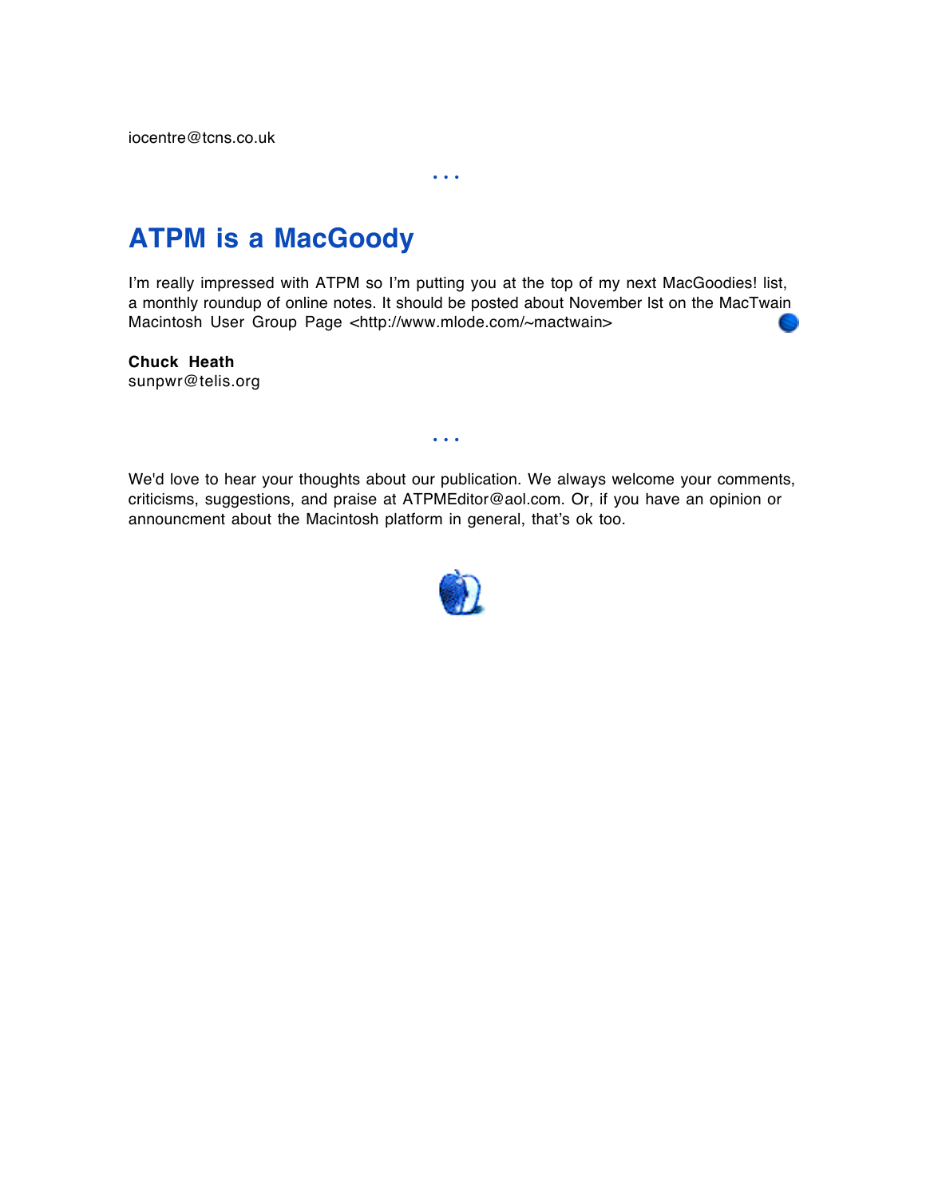iocentre@tcns.co.uk

• • •

## ATPM is a MacGoody

I'm really impressed with ATPM so I'm putting you at the top of my next MacGoodies! list, a monthly roundup of online notes. It should be posted about November lst on the MacTwain Macintosh User Group Page <http://www.mlode.com/~mactwain>

**Chuck Heath**
sunpwr@telis.org

• • •

We'd love to hear your thoughts about our publication. We always welcome your comments, criticisms, suggestions, and praise at ATPMEditor@aol.com. Or, if you have an opinion or announcment about the Macintosh platform in general, that's ok too.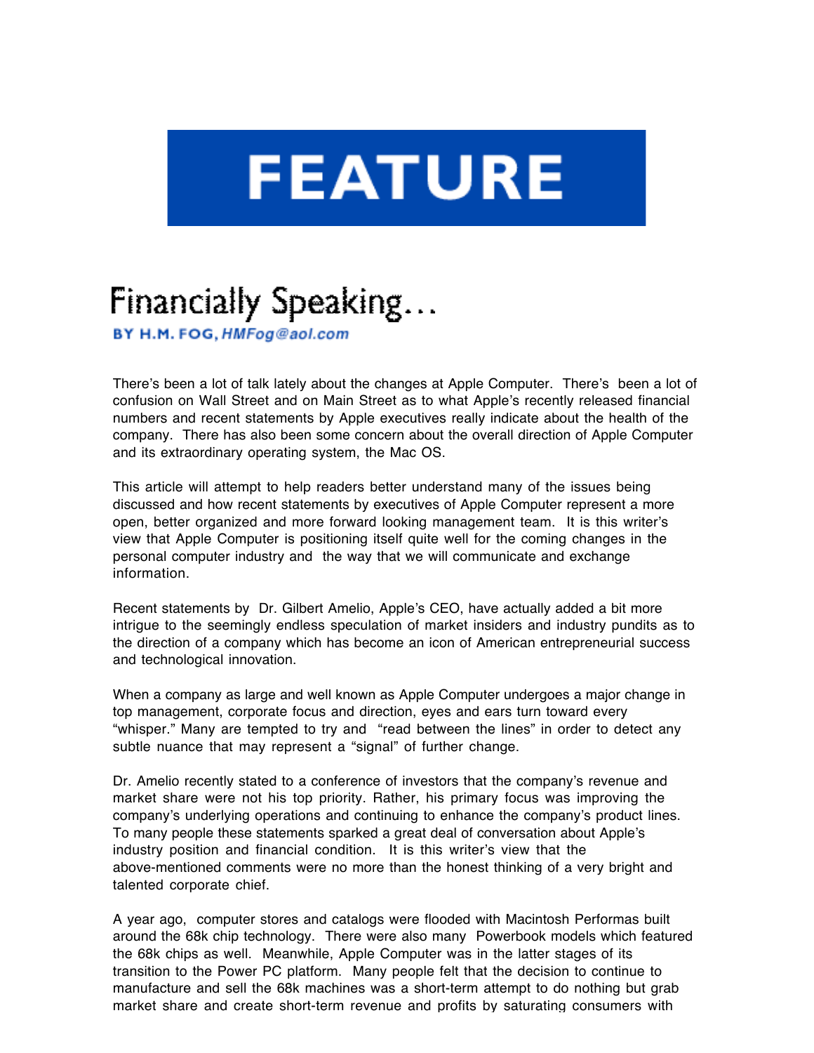# FEATURE

## Financially Speaking...

**BY H.M. FOG,** ***HMFog@aol.com***

There's been a lot of talk lately about the changes at Apple Computer. There's been a lot of confusion on Wall Street and on Main Street as to what Apple's recently released financial numbers and recent statements by Apple executives really indicate about the health of the company. There has also been some concern about the overall direction of Apple Computer and its extraordinary operating system, the Mac OS.

This article will attempt to help readers better understand many of the issues being discussed and how recent statements by executives of Apple Computer represent a more open, better organized and more forward looking management team. It is this writer's view that Apple Computer is positioning itself quite well for the coming changes in the personal computer industry and the way that we will communicate and exchange information.

Recent statements by Dr. Gilbert Amelio, Apple's CEO, have actually added a bit more intrigue to the seemingly endless speculation of market insiders and industry pundits as to the direction of a company which has become an icon of American entrepreneurial success and technological innovation.

When a company as large and well known as Apple Computer undergoes a major change in top management, corporate focus and direction, eyes and ears turn toward every "whisper." Many are tempted to try and "read between the lines" in order to detect any subtle nuance that may represent a "signal" of further change.

Dr. Amelio recently stated to a conference of investors that the company's revenue and market share were not his top priority. Rather, his primary focus was improving the company's underlying operations and continuing to enhance the company's product lines. To many people these statements sparked a great deal of conversation about Apple's industry position and financial condition. It is this writer's view that the above-mentioned comments were no more than the honest thinking of a very bright and talented corporate chief.

A year ago, computer stores and catalogs were flooded with Macintosh Performas built around the 68k chip technology. There were also many Powerbook models which featured the 68k chips as well. Meanwhile, Apple Computer was in the latter stages of its transition to the Power PC platform. Many people felt that the decision to continue to manufacture and sell the 68k machines was a short-term attempt to do nothing but grab market share and create short-term revenue and profits by saturating consumers with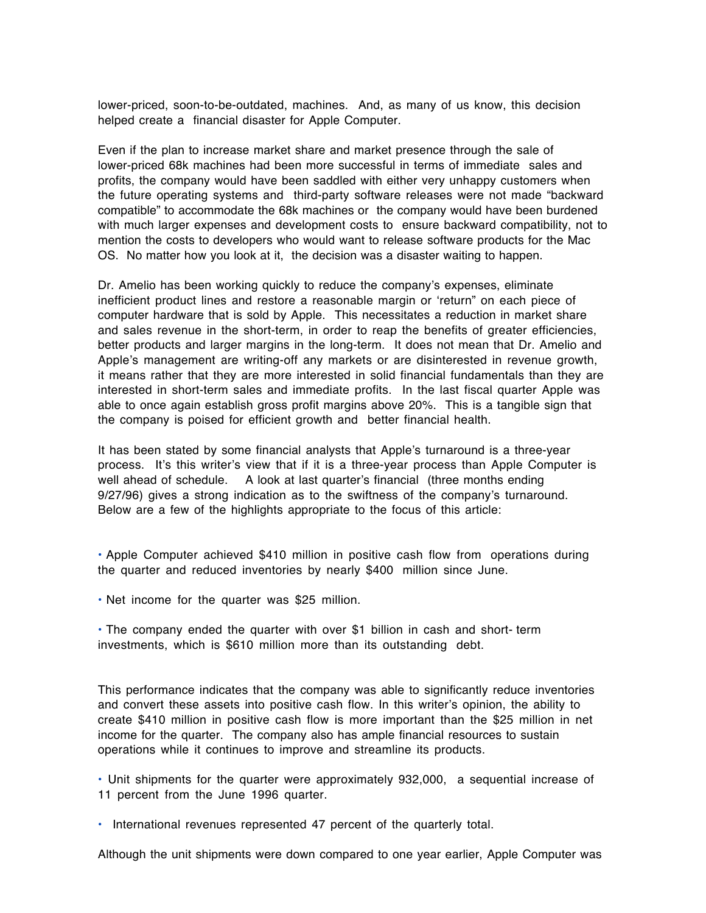lower-priced, soon-to-be-outdated, machines. And, as many of us know, this decision helped create a financial disaster for Apple Computer.

Even if the plan to increase market share and market presence through the sale of lower-priced 68k machines had been more successful in terms of immediate sales and profits, the company would have been saddled with either very unhappy customers when the future operating systems and third-party software releases were not made "backward compatible" to accommodate the 68k machines or the company would have been burdened with much larger expenses and development costs to ensure backward compatibility, not to mention the costs to developers who would want to release software products for the Mac OS. No matter how you look at it, the decision was a disaster waiting to happen.

Dr. Amelio has been working quickly to reduce the company's expenses, eliminate inefficient product lines and restore a reasonable margin or 'return" on each piece of computer hardware that is sold by Apple. This necessitates a reduction in market share and sales revenue in the short-term, in order to reap the benefits of greater efficiencies, better products and larger margins in the long-term. It does not mean that Dr. Amelio and Apple's management are writing-off any markets or are disinterested in revenue growth, it means rather that they are more interested in solid financial fundamentals than they are interested in short-term sales and immediate profits. In the last fiscal quarter Apple was able to once again establish gross profit margins above 20%. This is a tangible sign that the company is poised for efficient growth and better financial health.

It has been stated by some financial analysts that Apple's turnaround is a three-year process. It's this writer's view that if it is a three-year process than Apple Computer is well ahead of schedule. A look at last quarter's financial (three months ending 9/27/96) gives a strong indication as to the swiftness of the company's turnaround. Below are a few of the highlights appropriate to the focus of this article:

- Apple Computer achieved $410 million in positive cash flow from operations during the quarter and reduced inventories by nearly $400 million since June.
- Net income for the quarter was $25 million.
- The company ended the quarter with over $1 billion in cash and short- term investments, which is $610 million more than its outstanding debt.

This performance indicates that the company was able to significantly reduce inventories and convert these assets into positive cash flow. In this writer's opinion, the ability to create $410 million in positive cash flow is more important than the $25 million in net income for the quarter. The company also has ample financial resources to sustain operations while it continues to improve and streamline its products.

- Unit shipments for the quarter were approximately 932,000, a sequential increase of 11 percent from the June 1996 quarter.
- International revenues represented 47 percent of the quarterly total.

Although the unit shipments were down compared to one year earlier, Apple Computer was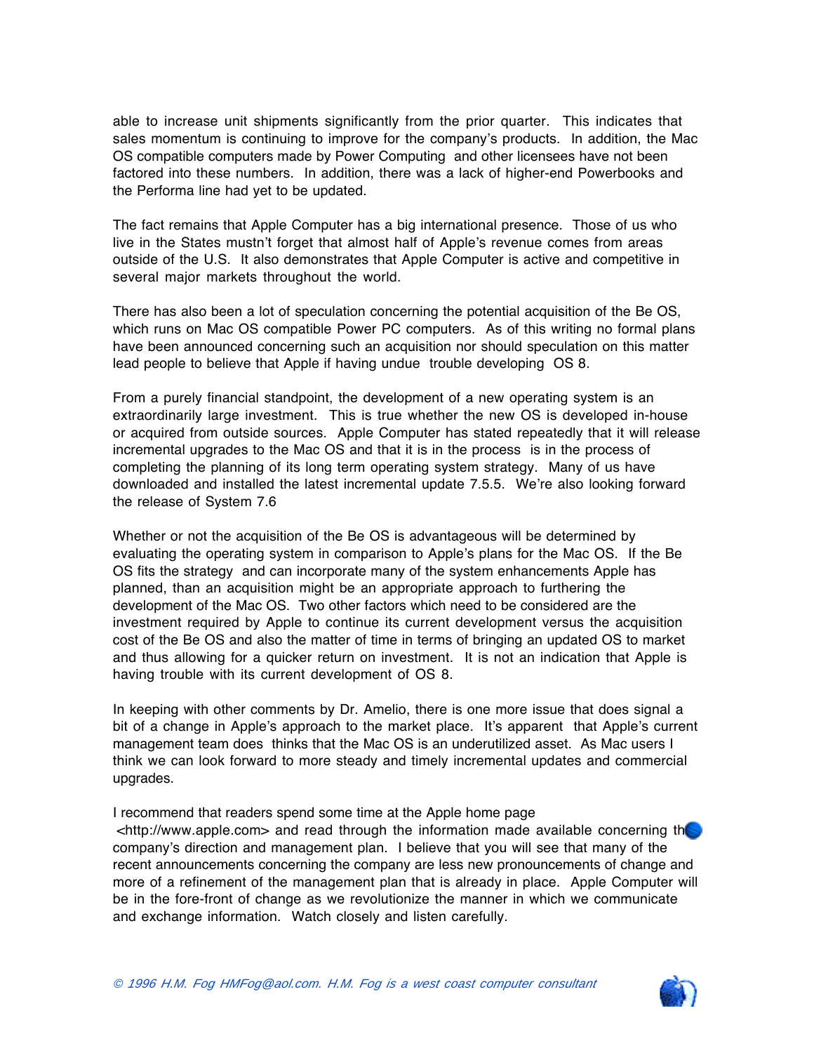able to increase unit shipments significantly from the prior quarter. This indicates that sales momentum is continuing to improve for the company's products. In addition, the Mac OS compatible computers made by Power Computing and other licensees have not been factored into these numbers. In addition, there was a lack of higher-end Powerbooks and the Performa line had yet to be updated.

The fact remains that Apple Computer has a big international presence. Those of us who live in the States mustn't forget that almost half of Apple's revenue comes from areas outside of the U.S. It also demonstrates that Apple Computer is active and competitive in several major markets throughout the world.

There has also been a lot of speculation concerning the potential acquisition of the Be OS, which runs on Mac OS compatible Power PC computers. As of this writing no formal plans have been announced concerning such an acquisition nor should speculation on this matter lead people to believe that Apple if having undue trouble developing OS 8.

From a purely financial standpoint, the development of a new operating system is an extraordinarily large investment. This is true whether the new OS is developed in-house or acquired from outside sources. Apple Computer has stated repeatedly that it will release incremental upgrades to the Mac OS and that it is in the process is in the process of completing the planning of its long term operating system strategy. Many of us have downloaded and installed the latest incremental update 7.5.5. We're also looking forward the release of System 7.6

Whether or not the acquisition of the Be OS is advantageous will be determined by evaluating the operating system in comparison to Apple's plans for the Mac OS. If the Be OS fits the strategy and can incorporate many of the system enhancements Apple has planned, than an acquisition might be an appropriate approach to furthering the development of the Mac OS. Two other factors which need to be considered are the investment required by Apple to continue its current development versus the acquisition cost of the Be OS and also the matter of time in terms of bringing an updated OS to market and thus allowing for a quicker return on investment. It is not an indication that Apple is having trouble with its current development of OS 8.

In keeping with other comments by Dr. Amelio, there is one more issue that does signal a bit of a change in Apple's approach to the market place. It's apparent that Apple's current management team does thinks that the Mac OS is an underutilized asset. As Mac users I think we can look forward to more steady and timely incremental updates and commercial upgrades.

I recommend that readers spend some time at the Apple home page <http://www.apple.com> and read through the information made available concerning the company's direction and management plan. I believe that you will see that many of the recent announcements concerning the company are less new pronouncements of change and more of a refinement of the management plan that is already in place. Apple Computer will be in the fore-front of change as we revolutionize the manner in which we communicate and exchange information. Watch closely and listen carefully.

*© 1996 H.M. Fog HMFog@aol.com. H.M. Fog is a west coast computer consultant*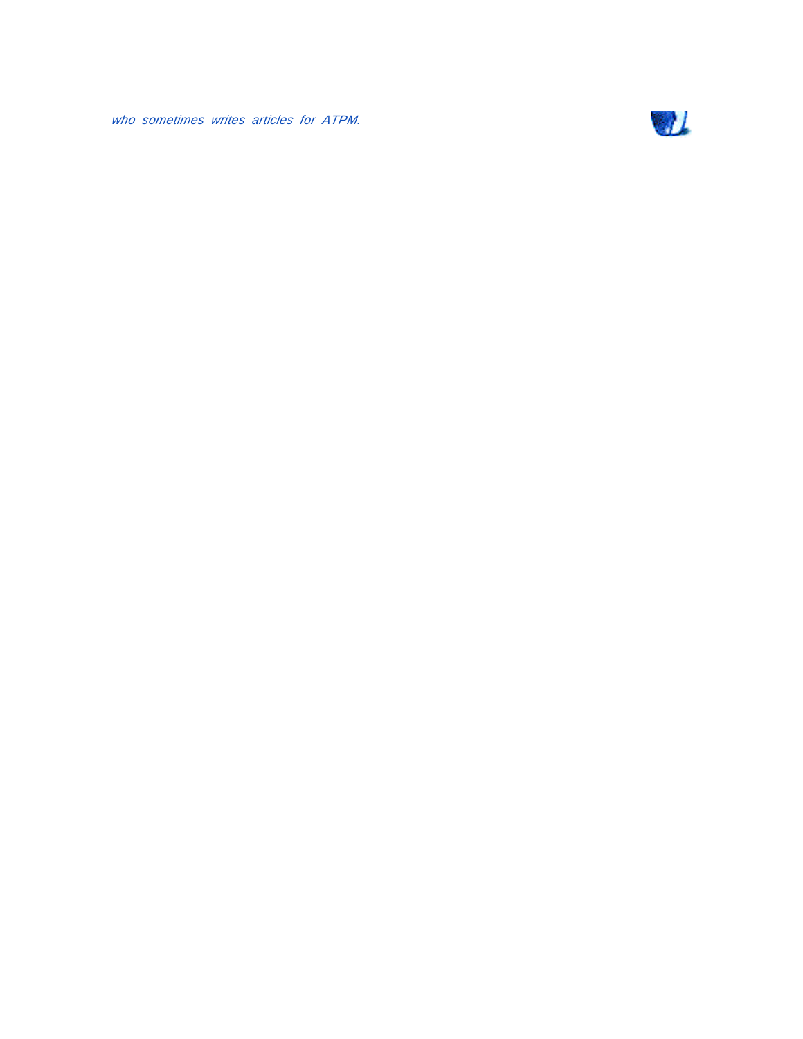*who sometimes writes articles for ATPM.*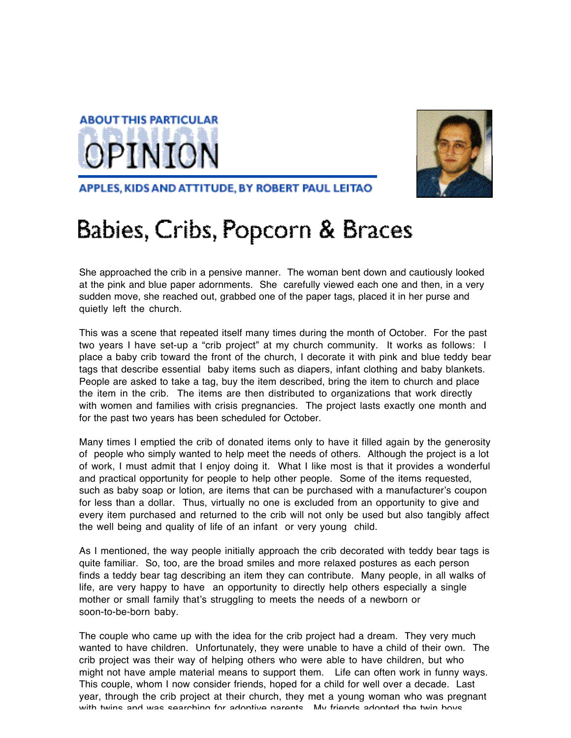ABOUT THIS PARTICULAR

OPINION

APPLES, KIDS AND ATTITUDE, BY ROBERT PAUL LEITAO

# Babies, Cribs, Popcorn & Braces

She approached the crib in a pensive manner. The woman bent down and cautiously looked at the pink and blue paper adornments. She carefully viewed each one and then, in a very sudden move, she reached out, grabbed one of the paper tags, placed it in her purse and quietly left the church.

This was a scene that repeated itself many times during the month of October. For the past two years I have set-up a "crib project" at my church community. It works as follows: I place a baby crib toward the front of the church, I decorate it with pink and blue teddy bear tags that describe essential baby items such as diapers, infant clothing and baby blankets. People are asked to take a tag, buy the item described, bring the item to church and place the item in the crib. The items are then distributed to organizations that work directly with women and families with crisis pregnancies. The project lasts exactly one month and for the past two years has been scheduled for October.

Many times I emptied the crib of donated items only to have it filled again by the generosity of people who simply wanted to help meet the needs of others. Although the project is a lot of work, I must admit that I enjoy doing it. What I like most is that it provides a wonderful and practical opportunity for people to help other people. Some of the items requested, such as baby soap or lotion, are items that can be purchased with a manufacturer's coupon for less than a dollar. Thus, virtually no one is excluded from an opportunity to give and every item purchased and returned to the crib will not only be used but also tangibly affect the well being and quality of life of an infant or very young child.

As I mentioned, the way people initially approach the crib decorated with teddy bear tags is quite familiar. So, too, are the broad smiles and more relaxed postures as each person finds a teddy bear tag describing an item they can contribute. Many people, in all walks of life, are very happy to have an opportunity to directly help others especially a single mother or small family that's struggling to meets the needs of a newborn or soon-to-be-born baby.

The couple who came up with the idea for the crib project had a dream. They very much wanted to have children. Unfortunately, they were unable to have a child of their own. The crib project was their way of helping others who were able to have children, but who might not have ample material means to support them. Life can often work in funny ways. This couple, whom I now consider friends, hoped for a child for well over a decade. Last year, through the crib project at their church, they met a young woman who was pregnant with twins and was searching for adoptive parents. My friends adopted the twin boys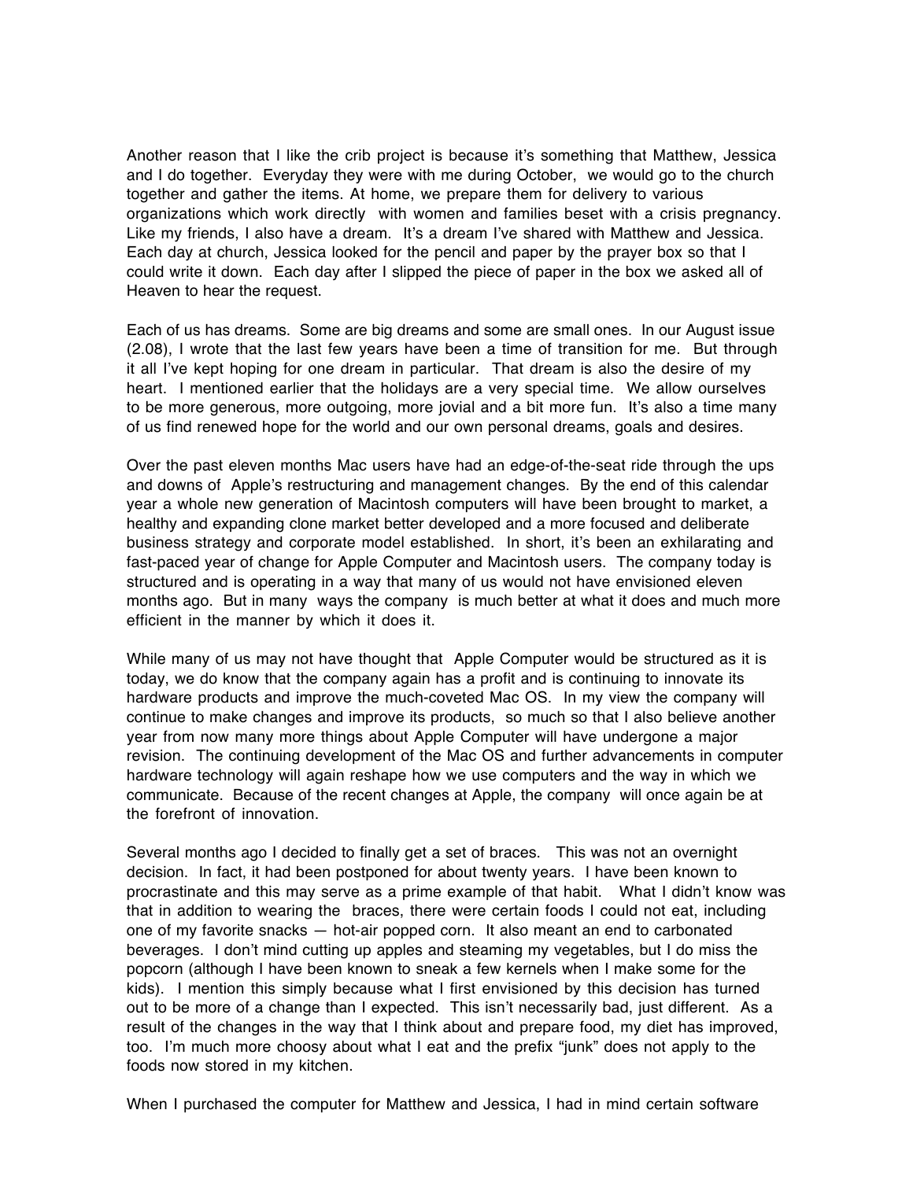Another reason that I like the crib project is because it's something that Matthew, Jessica and I do together. Everyday they were with me during October, we would go to the church together and gather the items. At home, we prepare them for delivery to various organizations which work directly with women and families beset with a crisis pregnancy. Like my friends, I also have a dream. It's a dream I've shared with Matthew and Jessica. Each day at church, Jessica looked for the pencil and paper by the prayer box so that I could write it down. Each day after I slipped the piece of paper in the box we asked all of Heaven to hear the request.

Each of us has dreams. Some are big dreams and some are small ones. In our August issue (2.08), I wrote that the last few years have been a time of transition for me. But through it all I've kept hoping for one dream in particular. That dream is also the desire of my heart. I mentioned earlier that the holidays are a very special time. We allow ourselves to be more generous, more outgoing, more jovial and a bit more fun. It's also a time many of us find renewed hope for the world and our own personal dreams, goals and desires.

Over the past eleven months Mac users have had an edge-of-the-seat ride through the ups and downs of Apple's restructuring and management changes. By the end of this calendar year a whole new generation of Macintosh computers will have been brought to market, a healthy and expanding clone market better developed and a more focused and deliberate business strategy and corporate model established. In short, it's been an exhilarating and fast-paced year of change for Apple Computer and Macintosh users. The company today is structured and is operating in a way that many of us would not have envisioned eleven months ago. But in many ways the company is much better at what it does and much more efficient in the manner by which it does it.

While many of us may not have thought that Apple Computer would be structured as it is today, we do know that the company again has a profit and is continuing to innovate its hardware products and improve the much-coveted Mac OS. In my view the company will continue to make changes and improve its products, so much so that I also believe another year from now many more things about Apple Computer will have undergone a major revision. The continuing development of the Mac OS and further advancements in computer hardware technology will again reshape how we use computers and the way in which we communicate. Because of the recent changes at Apple, the company will once again be at the forefront of innovation.

Several months ago I decided to finally get a set of braces. This was not an overnight decision. In fact, it had been postponed for about twenty years. I have been known to procrastinate and this may serve as a prime example of that habit. What I didn't know was that in addition to wearing the braces, there were certain foods I could not eat, including one of my favorite snacks — hot-air popped corn. It also meant an end to carbonated beverages. I don't mind cutting up apples and steaming my vegetables, but I do miss the popcorn (although I have been known to sneak a few kernels when I make some for the kids). I mention this simply because what I first envisioned by this decision has turned out to be more of a change than I expected. This isn't necessarily bad, just different. As a result of the changes in the way that I think about and prepare food, my diet has improved, too. I'm much more choosy about what I eat and the prefix "junk" does not apply to the foods now stored in my kitchen.

When I purchased the computer for Matthew and Jessica, I had in mind certain software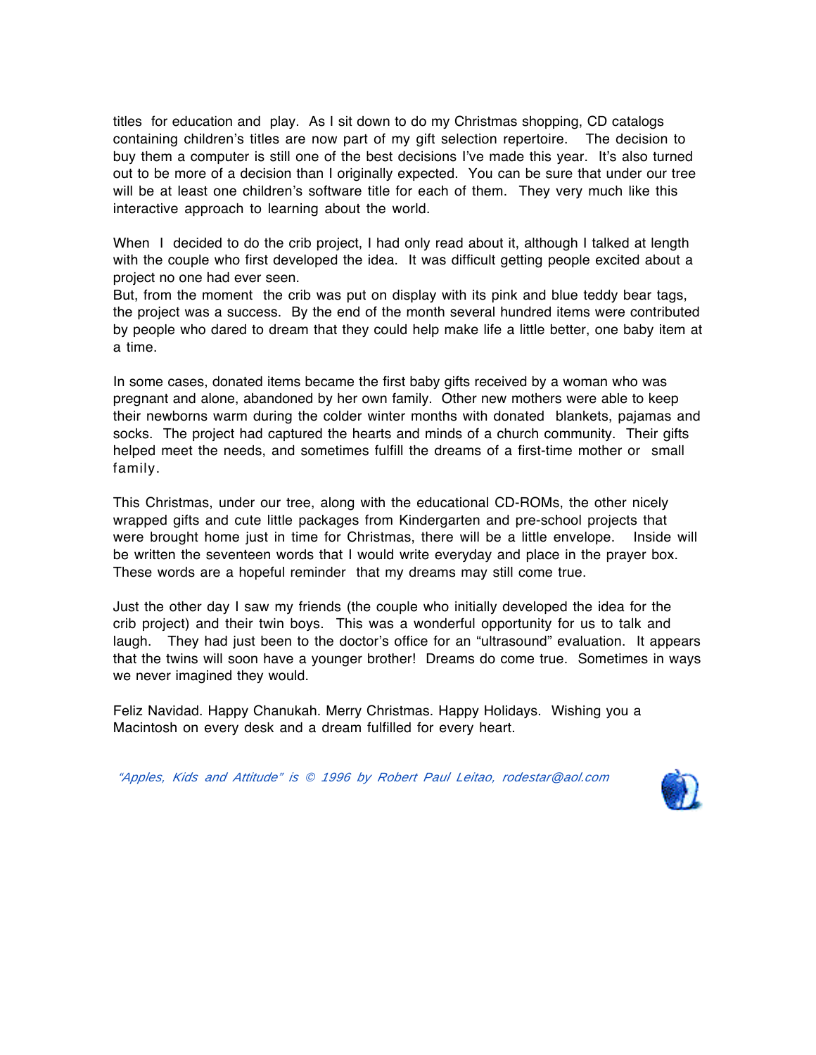titles for education and play. As I sit down to do my Christmas shopping, CD catalogs containing children's titles are now part of my gift selection repertoire. The decision to buy them a computer is still one of the best decisions I've made this year. It's also turned out to be more of a decision than I originally expected. You can be sure that under our tree will be at least one children's software title for each of them. They very much like this interactive approach to learning about the world.

When I decided to do the crib project, I had only read about it, although I talked at length with the couple who first developed the idea. It was difficult getting people excited about a project no one had ever seen.
But, from the moment the crib was put on display with its pink and blue teddy bear tags, the project was a success. By the end of the month several hundred items were contributed by people who dared to dream that they could help make life a little better, one baby item at a time.

In some cases, donated items became the first baby gifts received by a woman who was pregnant and alone, abandoned by her own family. Other new mothers were able to keep their newborns warm during the colder winter months with donated blankets, pajamas and socks. The project had captured the hearts and minds of a church community. Their gifts helped meet the needs, and sometimes fulfill the dreams of a first-time mother or small family.

This Christmas, under our tree, along with the educational CD-ROMs, the other nicely wrapped gifts and cute little packages from Kindergarten and pre-school projects that were brought home just in time for Christmas, there will be a little envelope. Inside will be written the seventeen words that I would write everyday and place in the prayer box. These words are a hopeful reminder that my dreams may still come true.

Just the other day I saw my friends (the couple who initially developed the idea for the crib project) and their twin boys. This was a wonderful opportunity for us to talk and laugh. They had just been to the doctor's office for an "ultrasound" evaluation. It appears that the twins will soon have a younger brother! Dreams do come true. Sometimes in ways we never imagined they would.

Feliz Navidad. Happy Chanukah. Merry Christmas. Happy Holidays. Wishing you a Macintosh on every desk and a dream fulfilled for every heart.

*"Apples, Kids and Attitude" is © 1996 by Robert Paul Leitao, rodestar@aol.com*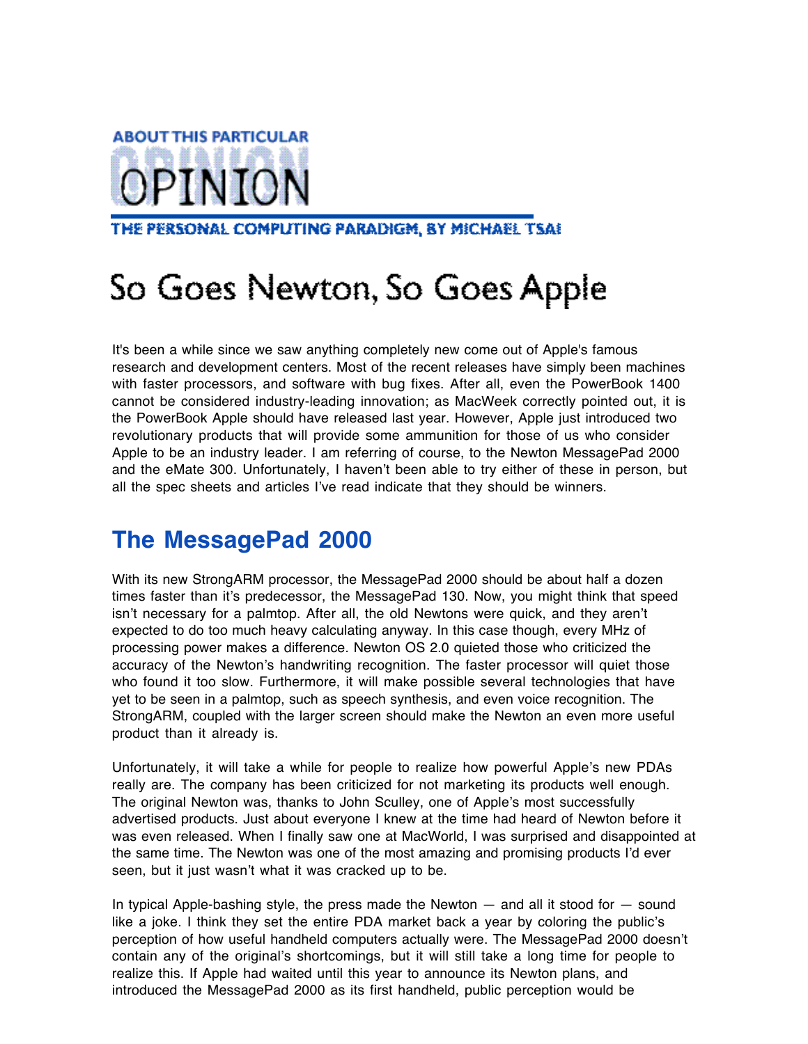# About This Particular Opinion

**THE PERSONAL COMPUTING PARADIGM, BY MICHAEL TSAI**

# So Goes Newton, So Goes Apple

It's been a while since we saw anything completely new come out of Apple's famous research and development centers. Most of the recent releases have simply been machines with faster processors, and software with bug fixes. After all, even the PowerBook 1400 cannot be considered industry-leading innovation; as MacWeek correctly pointed out, it is the PowerBook Apple should have released last year. However, Apple just introduced two revolutionary products that will provide some ammunition for those of us who consider Apple to be an industry leader. I am referring of course, to the Newton MessagePad 2000 and the eMate 300. Unfortunately, I haven't been able to try either of these in person, but all the spec sheets and articles I've read indicate that they should be winners.

## The MessagePad 2000

With its new StrongARM processor, the MessagePad 2000 should be about half a dozen times faster than it's predecessor, the MessagePad 130. Now, you might think that speed isn't necessary for a palmtop. After all, the old Newtons were quick, and they aren't expected to do too much heavy calculating anyway. In this case though, every MHz of processing power makes a difference. Newton OS 2.0 quieted those who criticized the accuracy of the Newton's handwriting recognition. The faster processor will quiet those who found it too slow. Furthermore, it will make possible several technologies that have yet to be seen in a palmtop, such as speech synthesis, and even voice recognition. The StrongARM, coupled with the larger screen should make the Newton an even more useful product than it already is.

Unfortunately, it will take a while for people to realize how powerful Apple's new PDAs really are. The company has been criticized for not marketing its products well enough. The original Newton was, thanks to John Sculley, one of Apple's most successfully advertised products. Just about everyone I knew at the time had heard of Newton before it was even released. When I finally saw one at MacWorld, I was surprised and disappointed at the same time. The Newton was one of the most amazing and promising products I'd ever seen, but it just wasn't what it was cracked up to be.

In typical Apple-bashing style, the press made the Newton — and all it stood for — sound like a joke. I think they set the entire PDA market back a year by coloring the public's perception of how useful handheld computers actually were. The MessagePad 2000 doesn't contain any of the original's shortcomings, but it will still take a long time for people to realize this. If Apple had waited until this year to announce its Newton plans, and introduced the MessagePad 2000 as its first handheld, public perception would be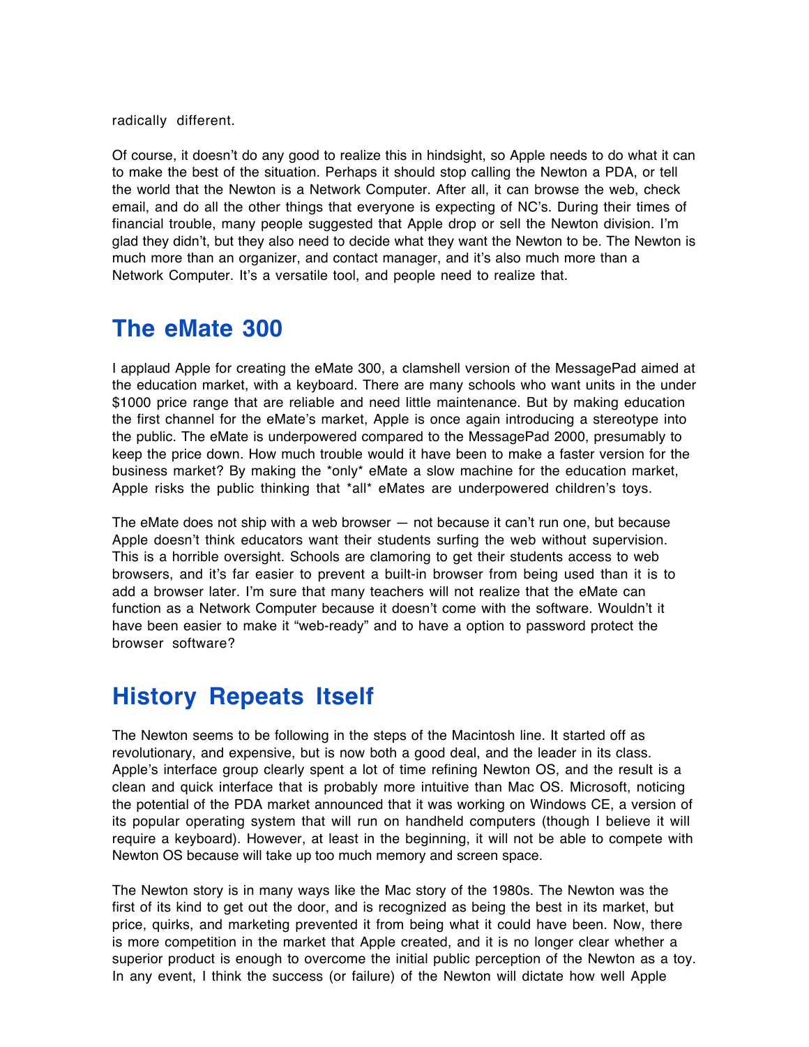radically different.

Of course, it doesn't do any good to realize this in hindsight, so Apple needs to do what it can to make the best of the situation. Perhaps it should stop calling the Newton a PDA, or tell the world that the Newton is a Network Computer. After all, it can browse the web, check email, and do all the other things that everyone is expecting of NC's. During their times of financial trouble, many people suggested that Apple drop or sell the Newton division. I'm glad they didn't, but they also need to decide what they want the Newton to be. The Newton is much more than an organizer, and contact manager, and it's also much more than a Network Computer. It's a versatile tool, and people need to realize that.

## The eMate 300

I applaud Apple for creating the eMate 300, a clamshell version of the MessagePad aimed at the education market, with a keyboard. There are many schools who want units in the under $1000 price range that are reliable and need little maintenance. But by making education the first channel for the eMate's market, Apple is once again introducing a stereotype into the public. The eMate is underpowered compared to the MessagePad 2000, presumably to keep the price down. How much trouble would it have been to make a faster version for the business market? By making the *only* eMate a slow machine for the education market, Apple risks the public thinking that *all* eMates are underpowered children's toys.

The eMate does not ship with a web browser — not because it can't run one, but because Apple doesn't think educators want their students surfing the web without supervision. This is a horrible oversight. Schools are clamoring to get their students access to web browsers, and it's far easier to prevent a built-in browser from being used than it is to add a browser later. I'm sure that many teachers will not realize that the eMate can function as a Network Computer because it doesn't come with the software. Wouldn't it have been easier to make it "web-ready" and to have a option to password protect the browser software?

## History Repeats Itself

The Newton seems to be following in the steps of the Macintosh line. It started off as revolutionary, and expensive, but is now both a good deal, and the leader in its class. Apple's interface group clearly spent a lot of time refining Newton OS, and the result is a clean and quick interface that is probably more intuitive than Mac OS. Microsoft, noticing the potential of the PDA market announced that it was working on Windows CE, a version of its popular operating system that will run on handheld computers (though I believe it will require a keyboard). However, at least in the beginning, it will not be able to compete with Newton OS because will take up too much memory and screen space.

The Newton story is in many ways like the Mac story of the 1980s. The Newton was the first of its kind to get out the door, and is recognized as being the best in its market, but price, quirks, and marketing prevented it from being what it could have been. Now, there is more competition in the market that Apple created, and it is no longer clear whether a superior product is enough to overcome the initial public perception of the Newton as a toy. In any event, I think the success (or failure) of the Newton will dictate how well Apple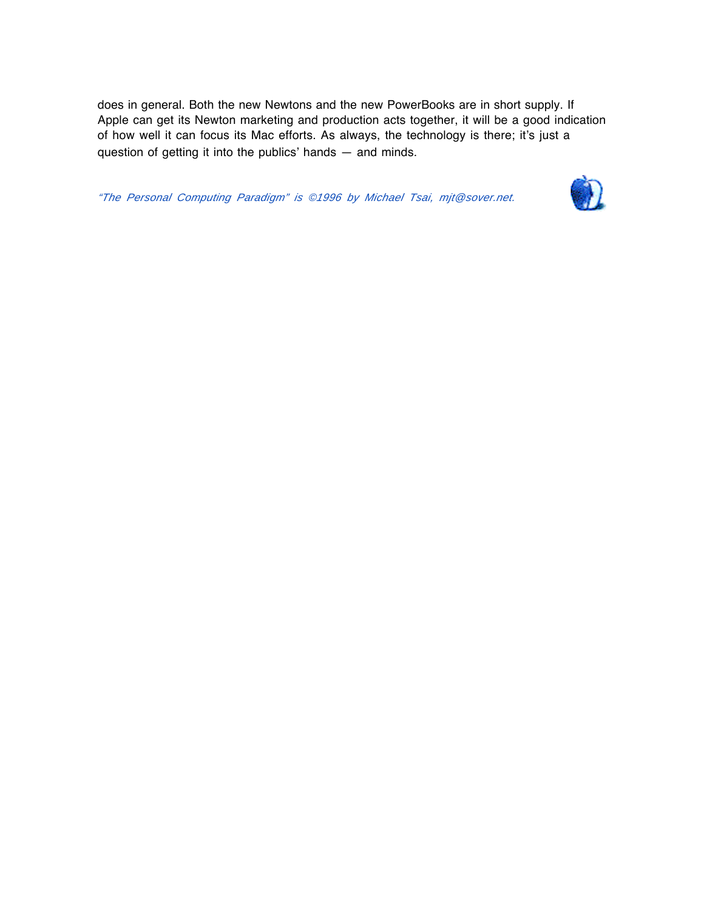does in general. Both the new Newtons and the new PowerBooks are in short supply. If Apple can get its Newton marketing and production acts together, it will be a good indication of how well it can focus its Mac efforts. As always, the technology is there; it's just a question of getting it into the publics' hands — and minds.

*"The Personal Computing Paradigm" is ©1996 by Michael Tsai, mjt@sover.net.*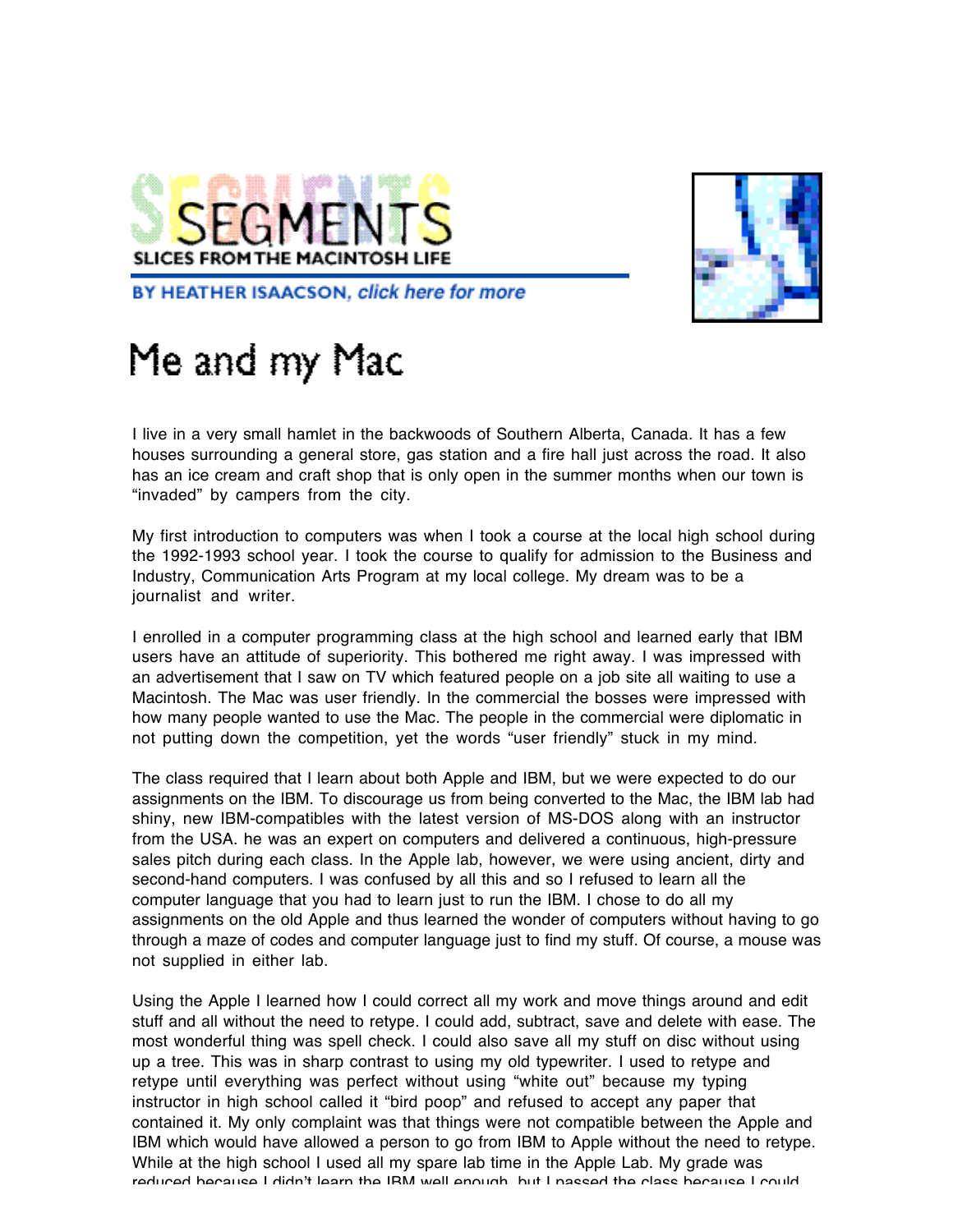SEGMENTS

SLICES FROM THE MACINTOSH LIFE

BY HEATHER ISAACSON, *click here for more*

# Me and my Mac

I live in a very small hamlet in the backwoods of Southern Alberta, Canada. It has a few houses surrounding a general store, gas station and a fire hall just across the road. It also has an ice cream and craft shop that is only open in the summer months when our town is “invaded” by campers from the city.

My first introduction to computers was when I took a course at the local high school during the 1992-1993 school year. I took the course to qualify for admission to the Business and Industry, Communication Arts Program at my local college. My dream was to be a journalist and writer.

I enrolled in a computer programming class at the high school and learned early that IBM users have an attitude of superiority. This bothered me right away. I was impressed with an advertisement that I saw on TV which featured people on a job site all waiting to use a Macintosh. The Mac was user friendly. In the commercial the bosses were impressed with how many people wanted to use the Mac. The people in the commercial were diplomatic in not putting down the competition, yet the words “user friendly” stuck in my mind.

The class required that I learn about both Apple and IBM, but we were expected to do our assignments on the IBM. To discourage us from being converted to the Mac, the IBM lab had shiny, new IBM-compatibles with the latest version of MS-DOS along with an instructor from the USA. he was an expert on computers and delivered a continuous, high-pressure sales pitch during each class. In the Apple lab, however, we were using ancient, dirty and second-hand computers. I was confused by all this and so I refused to learn all the computer language that you had to learn just to run the IBM. I chose to do all my assignments on the old Apple and thus learned the wonder of computers without having to go through a maze of codes and computer language just to find my stuff. Of course, a mouse was not supplied in either lab.

Using the Apple I learned how I could correct all my work and move things around and edit stuff and all without the need to retype. I could add, subtract, save and delete with ease. The most wonderful thing was spell check. I could also save all my stuff on disc without using up a tree. This was in sharp contrast to using my old typewriter. I used to retype and retype until everything was perfect without using “white out” because my typing instructor in high school called it “bird poop” and refused to accept any paper that contained it. My only complaint was that things were not compatible between the Apple and IBM which would have allowed a person to go from IBM to Apple without the need to retype. While at the high school I used all my spare lab time in the Apple Lab. My grade was reduced because I didn’t learn the IBM well enough, but I passed the class because I could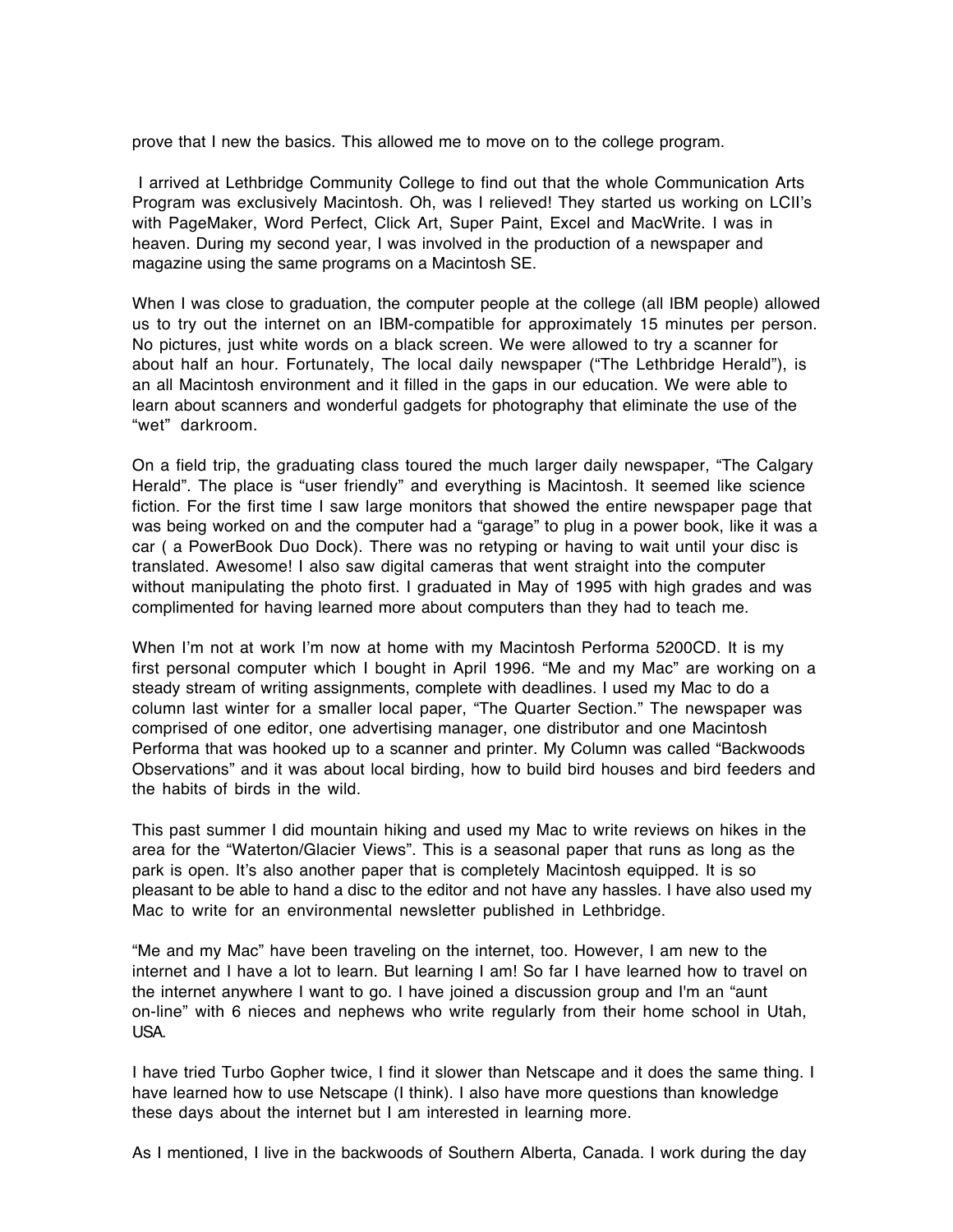prove that I new the basics. This allowed me to move on to the college program.

I arrived at Lethbridge Community College to find out that the whole Communication Arts Program was exclusively Macintosh. Oh, was I relieved! They started us working on LCII's with PageMaker, Word Perfect, Click Art, Super Paint, Excel and MacWrite. I was in heaven. During my second year, I was involved in the production of a newspaper and magazine using the same programs on a Macintosh SE.

When I was close to graduation, the computer people at the college (all IBM people) allowed us to try out the internet on an IBM-compatible for approximately 15 minutes per person. No pictures, just white words on a black screen. We were allowed to try a scanner for about half an hour. Fortunately, The local daily newspaper ("The Lethbridge Herald"), is an all Macintosh environment and it filled in the gaps in our education. We were able to learn about scanners and wonderful gadgets for photography that eliminate the use of the "wet" darkroom.

On a field trip, the graduating class toured the much larger daily newspaper, "The Calgary Herald". The place is "user friendly" and everything is Macintosh. It seemed like science fiction. For the first time I saw large monitors that showed the entire newspaper page that was being worked on and the computer had a "garage" to plug in a power book, like it was a car ( a PowerBook Duo Dock). There was no retyping or having to wait until your disc is translated. Awesome! I also saw digital cameras that went straight into the computer without manipulating the photo first. I graduated in May of 1995 with high grades and was complimented for having learned more about computers than they had to teach me.

When I'm not at work I'm now at home with my Macintosh Performa 5200CD. It is my first personal computer which I bought in April 1996. "Me and my Mac" are working on a steady stream of writing assignments, complete with deadlines. I used my Mac to do a column last winter for a smaller local paper, "The Quarter Section." The newspaper was comprised of one editor, one advertising manager, one distributor and one Macintosh Performa that was hooked up to a scanner and printer. My Column was called "Backwoods Observations" and it was about local birding, how to build bird houses and bird feeders and the habits of birds in the wild.

This past summer I did mountain hiking and used my Mac to write reviews on hikes in the area for the "Waterton/Glacier Views". This is a seasonal paper that runs as long as the park is open. It's also another paper that is completely Macintosh equipped. It is so pleasant to be able to hand a disc to the editor and not have any hassles. I have also used my Mac to write for an environmental newsletter published in Lethbridge.

"Me and my Mac" have been traveling on the internet, too. However, I am new to the internet and I have a lot to learn. But learning I am! So far I have learned how to travel on the internet anywhere I want to go. I have joined a discussion group and I'm an "aunt on-line" with 6 nieces and nephews who write regularly from their home school in Utah, USA.

I have tried Turbo Gopher twice, I find it slower than Netscape and it does the same thing. I have learned how to use Netscape (I think). I also have more questions than knowledge these days about the internet but I am interested in learning more.

As I mentioned, I live in the backwoods of Southern Alberta, Canada. I work during the day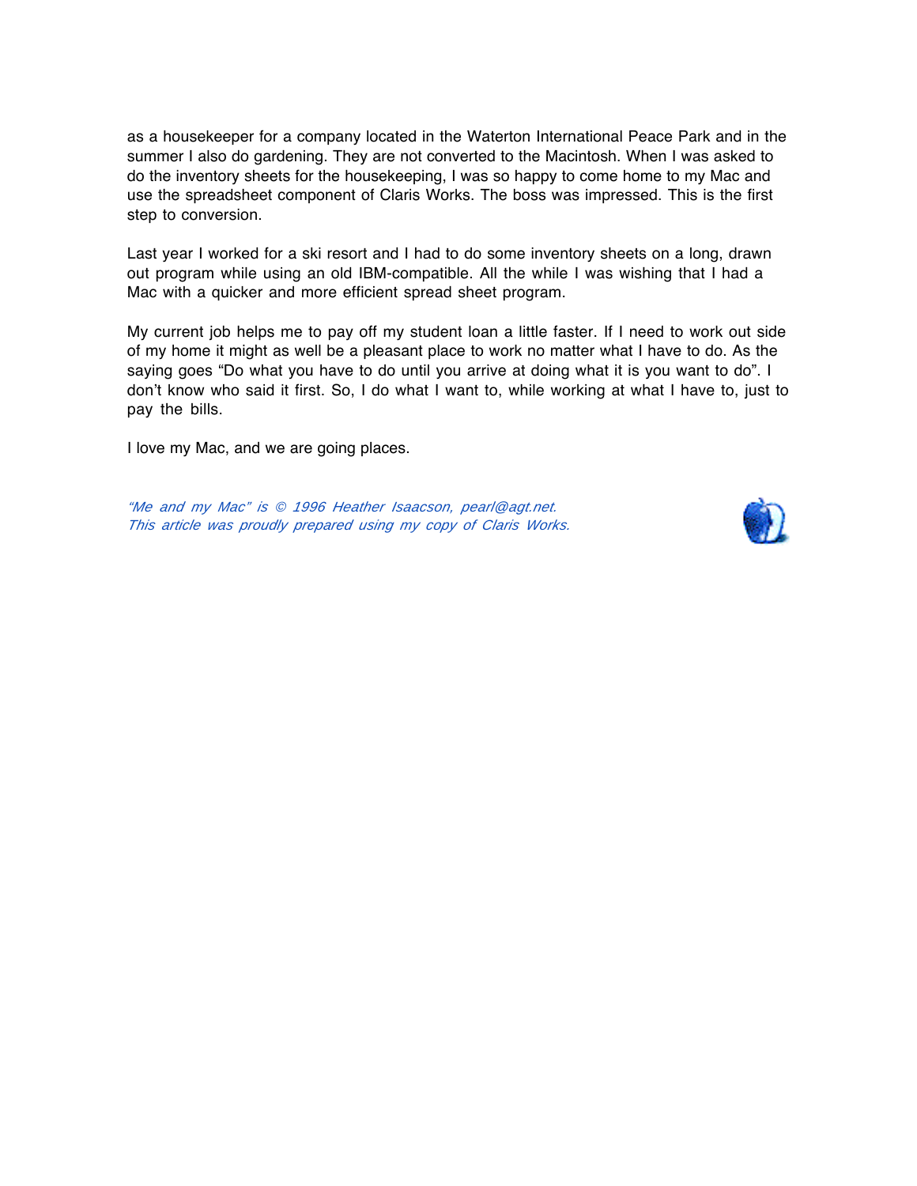as a housekeeper for a company located in the Waterton International Peace Park and in the summer I also do gardening. They are not converted to the Macintosh. When I was asked to do the inventory sheets for the housekeeping, I was so happy to come home to my Mac and use the spreadsheet component of Claris Works. The boss was impressed. This is the first step to conversion.

Last year I worked for a ski resort and I had to do some inventory sheets on a long, drawn out program while using an old IBM-compatible. All the while I was wishing that I had a Mac with a quicker and more efficient spread sheet program.

My current job helps me to pay off my student loan a little faster. If I need to work out side of my home it might as well be a pleasant place to work no matter what I have to do. As the saying goes “Do what you have to do until you arrive at doing what it is you want to do”. I don’t know who said it first. So, I do what I want to, while working at what I have to, just to pay the bills.

I love my Mac, and we are going places.

*“Me and my Mac” is © 1996 Heather Isaacson, pearl@agt.net.*
*This article was proudly prepared using my copy of Claris Works.*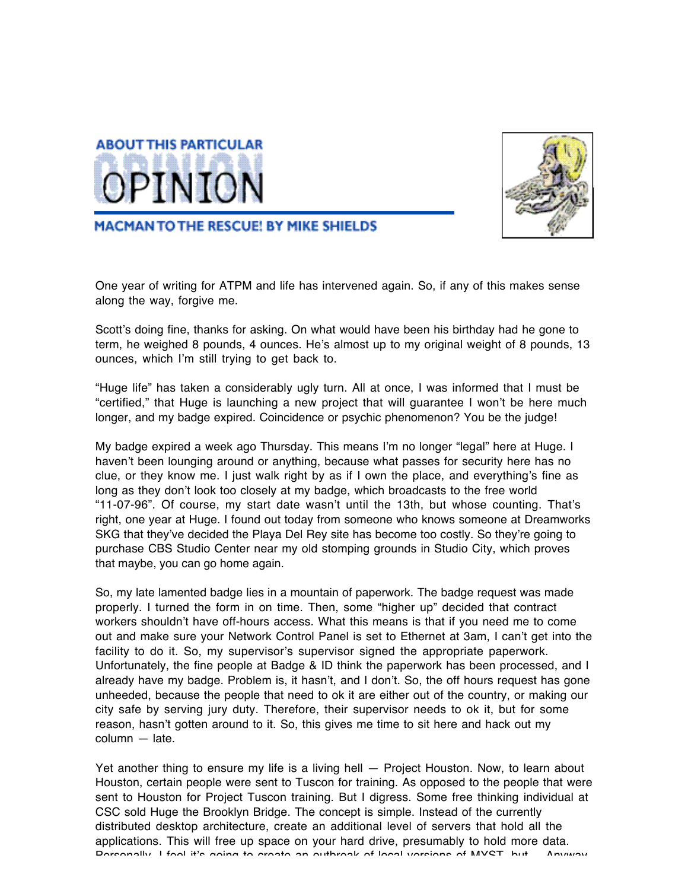# ABOUT THIS PARTICULAR OPINION

## MACMAN TO THE RESCUE! BY MIKE SHIELDS

One year of writing for ATPM and life has intervened again. So, if any of this makes sense along the way, forgive me.

Scott's doing fine, thanks for asking. On what would have been his birthday had he gone to term, he weighed 8 pounds, 4 ounces. He's almost up to my original weight of 8 pounds, 13 ounces, which I'm still trying to get back to.

"Huge life" has taken a considerably ugly turn. All at once, I was informed that I must be "certified," that Huge is launching a new project that will guarantee I won't be here much longer, and my badge expired. Coincidence or psychic phenomenon? You be the judge!

My badge expired a week ago Thursday. This means I'm no longer "legal" here at Huge. I haven't been lounging around or anything, because what passes for security here has no clue, or they know me. I just walk right by as if I own the place, and everything's fine as long as they don't look too closely at my badge, which broadcasts to the free world "11-07-96". Of course, my start date wasn't until the 13th, but whose counting. That's right, one year at Huge. I found out today from someone who knows someone at Dreamworks SKG that they've decided the Playa Del Rey site has become too costly. So they're going to purchase CBS Studio Center near my old stomping grounds in Studio City, which proves that maybe, you can go home again.

So, my late lamented badge lies in a mountain of paperwork. The badge request was made properly. I turned the form in on time. Then, some "higher up" decided that contract workers shouldn't have off-hours access. What this means is that if you need me to come out and make sure your Network Control Panel is set to Ethernet at 3am, I can't get into the facility to do it. So, my supervisor's supervisor signed the appropriate paperwork. Unfortunately, the fine people at Badge & ID think the paperwork has been processed, and I already have my badge. Problem is, it hasn't, and I don't. So, the off hours request has gone unheeded, because the people that need to ok it are either out of the country, or making our city safe by serving jury duty. Therefore, their supervisor needs to ok it, but for some reason, hasn't gotten around to it. So, this gives me time to sit here and hack out my column — late.

Yet another thing to ensure my life is a living hell — Project Houston. Now, to learn about Houston, certain people were sent to Tuscon for training. As opposed to the people that were sent to Houston for Project Tuscon training. But I digress. Some free thinking individual at CSC sold Huge the Brooklyn Bridge. The concept is simple. Instead of the currently distributed desktop architecture, create an additional level of servers that hold all the applications. This will free up space on your hard drive, presumably to hold more data. Personally, I feel it's going to create an outbreak of local versions of MYST, but… Anyway,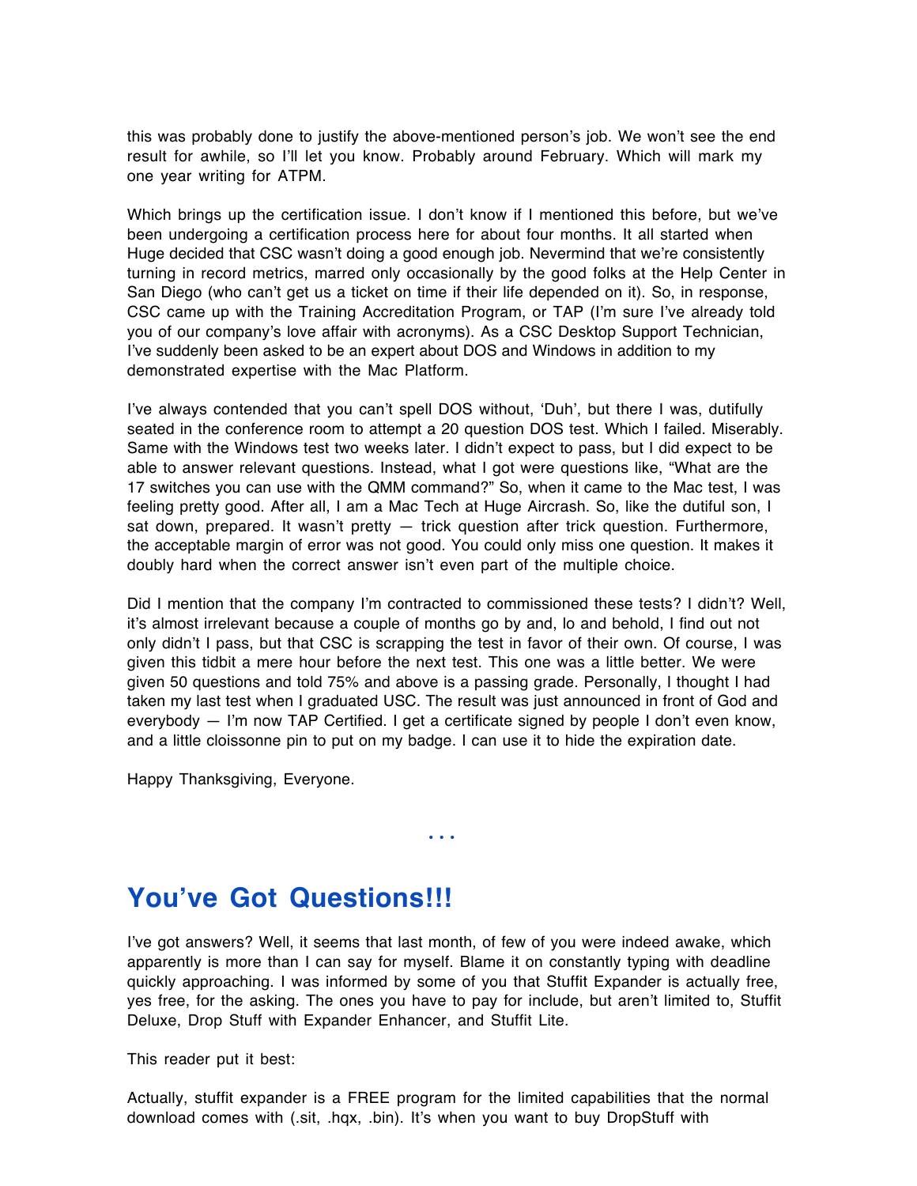this was probably done to justify the above-mentioned person's job. We won't see the end result for awhile, so I'll let you know. Probably around February. Which will mark my one year writing for ATPM.

Which brings up the certification issue. I don't know if I mentioned this before, but we've been undergoing a certification process here for about four months. It all started when Huge decided that CSC wasn't doing a good enough job. Nevermind that we're consistently turning in record metrics, marred only occasionally by the good folks at the Help Center in San Diego (who can't get us a ticket on time if their life depended on it). So, in response, CSC came up with the Training Accreditation Program, or TAP (I'm sure I've already told you of our company's love affair with acronyms). As a CSC Desktop Support Technician, I've suddenly been asked to be an expert about DOS and Windows in addition to my demonstrated expertise with the Mac Platform.

I've always contended that you can't spell DOS without, 'Duh', but there I was, dutifully seated in the conference room to attempt a 20 question DOS test. Which I failed. Miserably. Same with the Windows test two weeks later. I didn't expect to pass, but I did expect to be able to answer relevant questions. Instead, what I got were questions like, "What are the 17 switches you can use with the QMM command?" So, when it came to the Mac test, I was feeling pretty good. After all, I am a Mac Tech at Huge Aircrash. So, like the dutiful son, I sat down, prepared. It wasn't pretty — trick question after trick question. Furthermore, the acceptable margin of error was not good. You could only miss one question. It makes it doubly hard when the correct answer isn't even part of the multiple choice.

Did I mention that the company I'm contracted to commissioned these tests? I didn't? Well, it's almost irrelevant because a couple of months go by and, lo and behold, I find out not only didn't I pass, but that CSC is scrapping the test in favor of their own. Of course, I was given this tidbit a mere hour before the next test. This one was a little better. We were given 50 questions and told 75% and above is a passing grade. Personally, I thought I had taken my last test when I graduated USC. The result was just announced in front of God and everybody — I'm now TAP Certified. I get a certificate signed by people I don't even know, and a little cloissonne pin to put on my badge. I can use it to hide the expiration date.

Happy Thanksgiving, Everyone.

• • •

## You've Got Questions!!!

I've got answers? Well, it seems that last month, of few of you were indeed awake, which apparently is more than I can say for myself. Blame it on constantly typing with deadline quickly approaching. I was informed by some of you that Stuffit Expander is actually free, yes free, for the asking. The ones you have to pay for include, but aren't limited to, Stuffit Deluxe, Drop Stuff with Expander Enhancer, and Stuffit Lite.

This reader put it best:

Actually, stuffit expander is a FREE program for the limited capabilities that the normal download comes with (.sit, .hqx, .bin). It's when you want to buy DropStuff with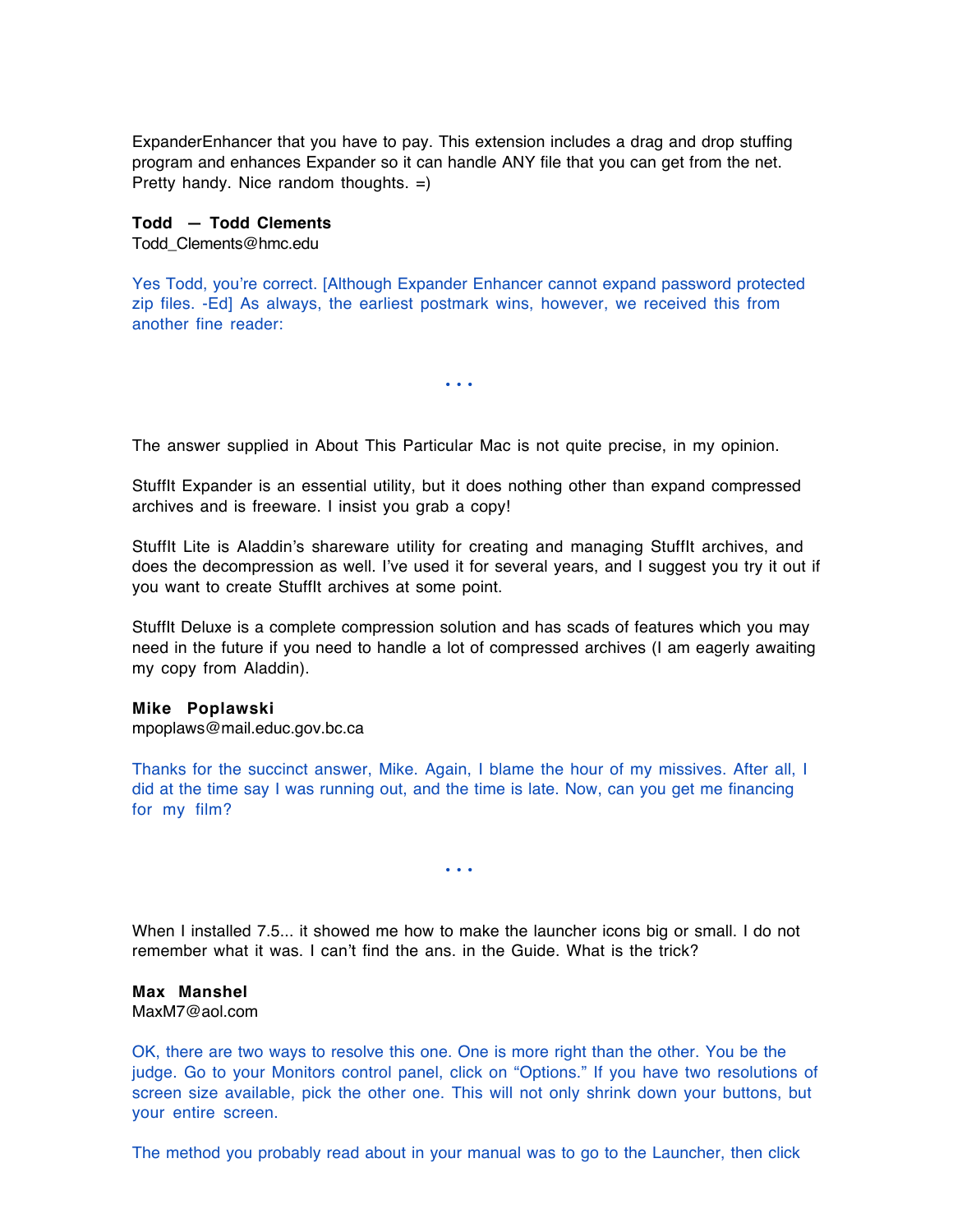ExpanderEnhancer that you have to pay. This extension includes a drag and drop stuffing program and enhances Expander so it can handle ANY file that you can get from the net. Pretty handy. Nice random thoughts. =)

**Todd — Todd Clements**
Todd_Clements@hmc.edu

Yes Todd, you're correct. [Although Expander Enhancer cannot expand password protected zip files. -Ed] As always, the earliest postmark wins, however, we received this from another fine reader:

• • •

The answer supplied in About This Particular Mac is not quite precise, in my opinion.

StuffIt Expander is an essential utility, but it does nothing other than expand compressed archives and is freeware. I insist you grab a copy!

StuffIt Lite is Aladdin's shareware utility for creating and managing StuffIt archives, and does the decompression as well. I've used it for several years, and I suggest you try it out if you want to create StuffIt archives at some point.

StuffIt Deluxe is a complete compression solution and has scads of features which you may need in the future if you need to handle a lot of compressed archives (I am eagerly awaiting my copy from Aladdin).

**Mike Poplawski**
mpoplaws@mail.educ.gov.bc.ca

Thanks for the succinct answer, Mike. Again, I blame the hour of my missives. After all, I did at the time say I was running out, and the time is late. Now, can you get me financing for my film?

• • •

When I installed 7.5... it showed me how to make the launcher icons big or small. I do not remember what it was. I can't find the ans. in the Guide. What is the trick?

**Max Manshel**
MaxM7@aol.com

OK, there are two ways to resolve this one. One is more right than the other. You be the judge. Go to your Monitors control panel, click on "Options." If you have two resolutions of screen size available, pick the other one. This will not only shrink down your buttons, but your entire screen.

The method you probably read about in your manual was to go to the Launcher, then click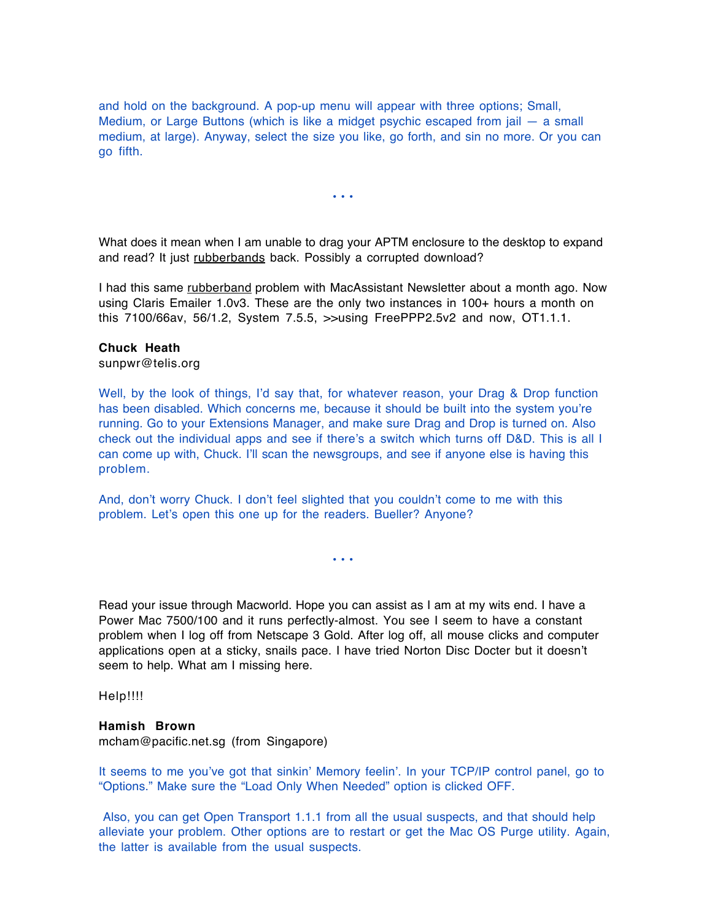and hold on the background. A pop-up menu will appear with three options; Small, Medium, or Large Buttons (which is like a midget psychic escaped from jail — a small medium, at large). Anyway, select the size you like, go forth, and sin no more. Or you can go fifth.

• • •

What does it mean when I am unable to drag your APTM enclosure to the desktop to expand and read? It just rubberbands back. Possibly a corrupted download?

I had this same rubberband problem with MacAssistant Newsletter about a month ago. Now using Claris Emailer 1.0v3. These are the only two instances in 100+ hours a month on this 7100/66av, 56/1.2, System 7.5.5, >>using FreePPP2.5v2 and now, OT1.1.1.

**Chuck Heath**
sunpwr@telis.org

Well, by the look of things, I'd say that, for whatever reason, your Drag & Drop function has been disabled. Which concerns me, because it should be built into the system you're running. Go to your Extensions Manager, and make sure Drag and Drop is turned on. Also check out the individual apps and see if there's a switch which turns off D&D. This is all I can come up with, Chuck. I'll scan the newsgroups, and see if anyone else is having this problem.

And, don't worry Chuck. I don't feel slighted that you couldn't come to me with this problem. Let's open this one up for the readers. Bueller? Anyone?

• • •

Read your issue through Macworld. Hope you can assist as I am at my wits end. I have a Power Mac 7500/100 and it runs perfectly-almost. You see I seem to have a constant problem when I log off from Netscape 3 Gold. After log off, all mouse clicks and computer applications open at a sticky, snails pace. I have tried Norton Disc Docter but it doesn't seem to help. What am I missing here.

Help!!!!

**Hamish Brown**
mcham@pacific.net.sg (from Singapore)

It seems to me you've got that sinkin' Memory feelin'. In your TCP/IP control panel, go to "Options." Make sure the "Load Only When Needed" option is clicked OFF.

Also, you can get Open Transport 1.1.1 from all the usual suspects, and that should help alleviate your problem. Other options are to restart or get the Mac OS Purge utility. Again, the latter is available from the usual suspects.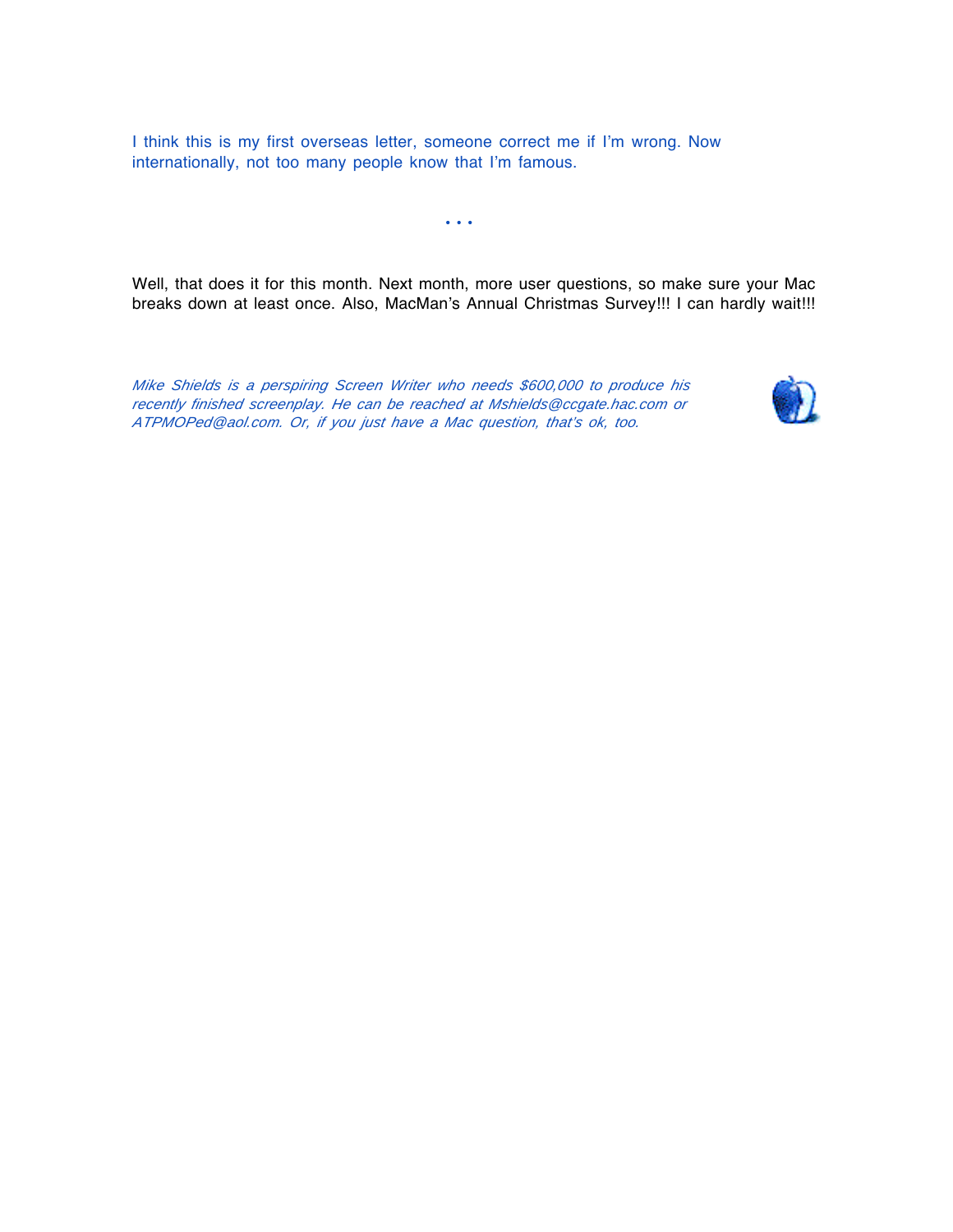I think this is my first overseas letter, someone correct me if I'm wrong. Now internationally, not too many people know that I'm famous.

• • •

Well, that does it for this month. Next month, more user questions, so make sure your Mac breaks down at least once. Also, MacMan's Annual Christmas Survey!!! I can hardly wait!!!

*Mike Shields is a perspiring Screen Writer who needs $600,000 to produce his recently finished screenplay. He can be reached at Mshields@ccgate.hac.com or ATPMOPed@aol.com. Or, if you just have a Mac question, that's ok, too.*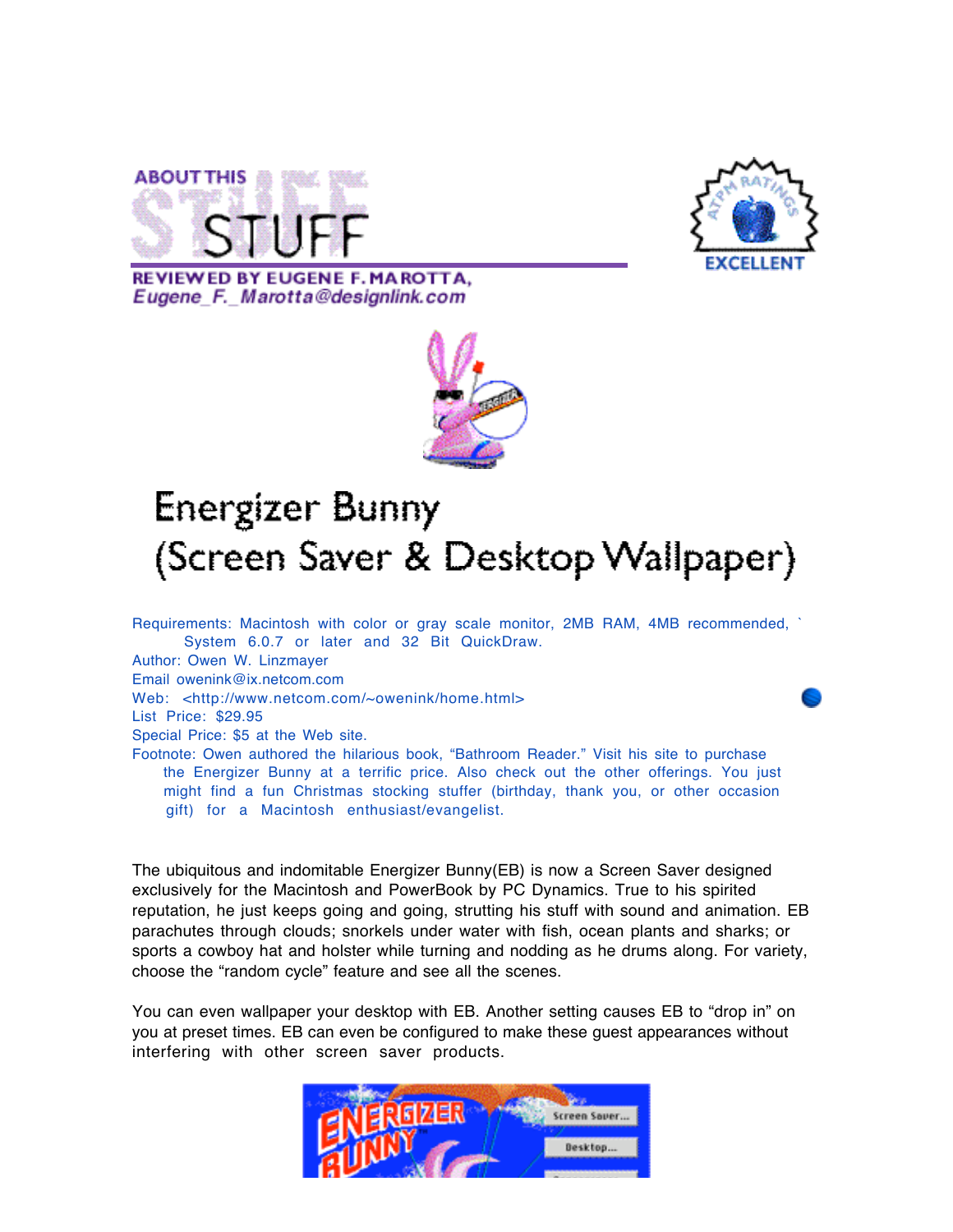ABOUT THIS STUFF

REVIEWED BY EUGENE F. MAROTTA,
*Eugene_F._Marotta@designlink.com*

EXCELLENT

# Energizer Bunny (Screen Saver & Desktop Wallpaper)

Requirements: Macintosh with color or gray scale monitor, 2MB RAM, 4MB recommended, ` System 6.0.7 or later and 32 Bit QuickDraw.
Author: Owen W. Linzmayer
Email owenink@ix.netcom.com
Web: <http://www.netcom.com/~owenink/home.html>
List Price: $29.95
Special Price: $5 at the Web site.
Footnote: Owen authored the hilarious book, "Bathroom Reader." Visit his site to purchase the Energizer Bunny at a terrific price. Also check out the other offerings. You just might find a fun Christmas stocking stuffer (birthday, thank you, or other occasion gift) for a Macintosh enthusiast/evangelist.

The ubiquitous and indomitable Energizer Bunny(EB) is now a Screen Saver designed exclusively for the Macintosh and PowerBook by PC Dynamics. True to his spirited reputation, he just keeps going and going, strutting his stuff with sound and animation. EB parachutes through clouds; snorkels under water with fish, ocean plants and sharks; or sports a cowboy hat and holster while turning and nodding as he drums along. For variety, choose the "random cycle" feature and see all the scenes.

You can even wallpaper your desktop with EB. Another setting causes EB to "drop in" on you at preset times. EB can even be configured to make these guest appearances without interfering with other screen saver products.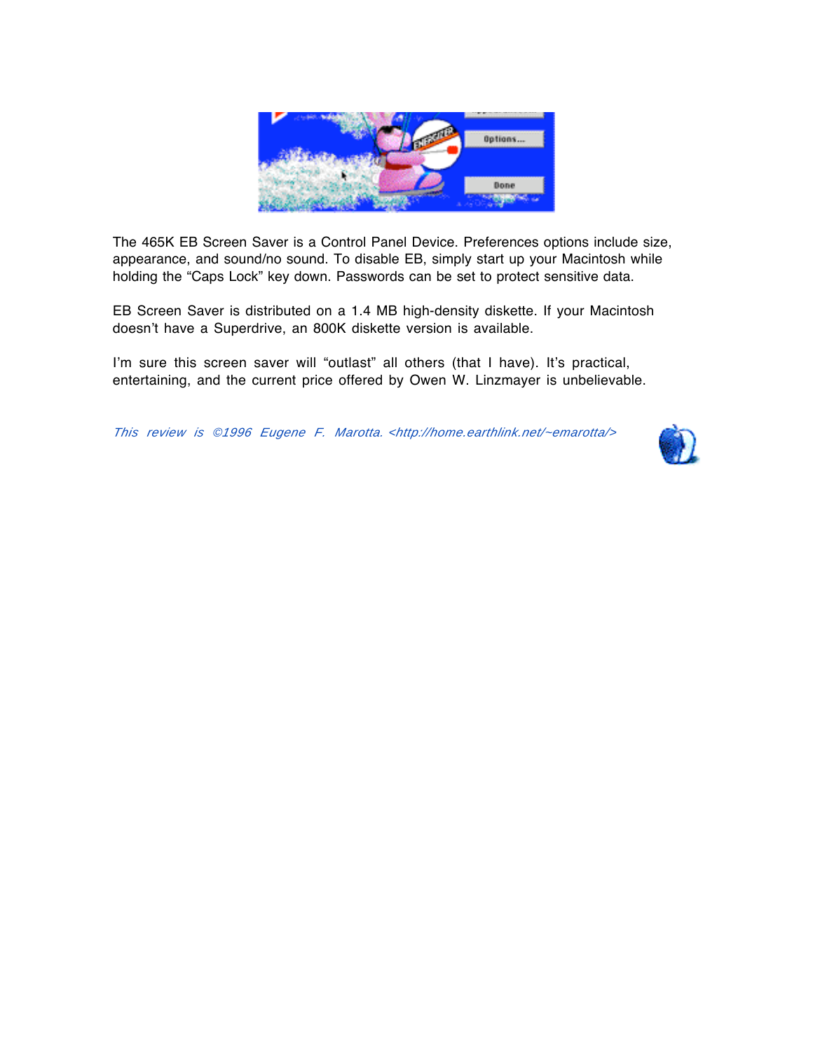The 465K EB Screen Saver is a Control Panel Device. Preferences options include size, appearance, and sound/no sound. To disable EB, simply start up your Macintosh while holding the “Caps Lock” key down. Passwords can be set to protect sensitive data.

EB Screen Saver is distributed on a 1.4 MB high-density diskette. If your Macintosh doesn’t have a Superdrive, an 800K diskette version is available.

I’m sure this screen saver will “outlast” all others (that I have). It’s practical, entertaining, and the current price offered by Owen W. Linzmayer is unbelievable.

*This review is ©1996 Eugene F. Marotta. <http://home.earthlink.net/~emarotta/>*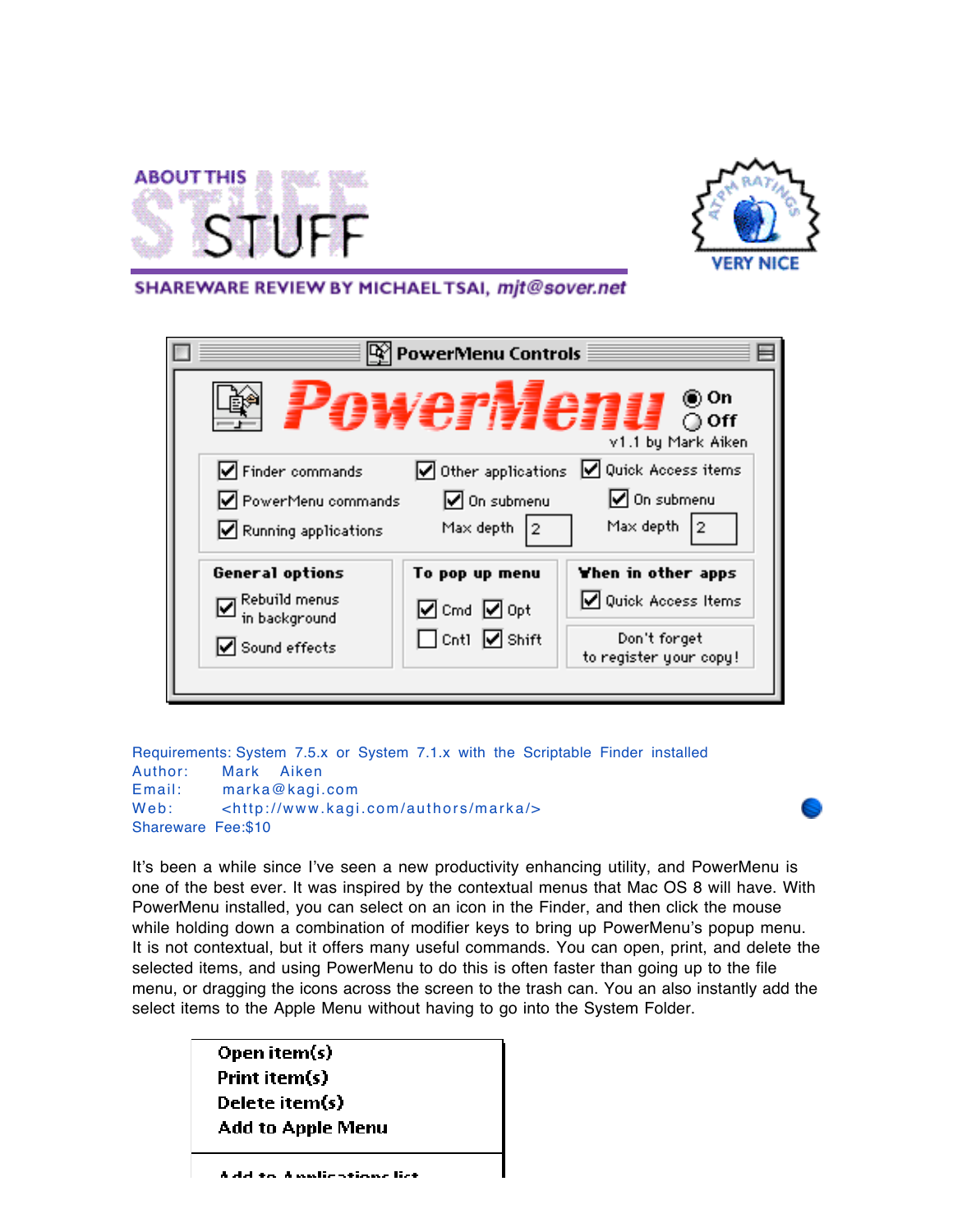# ABOUT THIS STUFF

**SHAREWARE REVIEW BY MICHAEL TSAI, *mjt@sover.net***

VERY NICE

Requirements: System 7.5.x or System 7.1.x with the Scriptable Finder installed
Author: Mark Aiken
Email: marka@kagi.com
Web: <http://www.kagi.com/authors/marka/>
Shareware Fee:$10

It's been a while since I've seen a new productivity enhancing utility, and PowerMenu is one of the best ever. It was inspired by the contextual menus that Mac OS 8 will have. With PowerMenu installed, you can select on an icon in the Finder, and then click the mouse while holding down a combination of modifier keys to bring up PowerMenu's popup menu. It is not contextual, but it offers many useful commands. You can open, print, and delete the selected items, and using PowerMenu to do this is often faster than going up to the file menu, or dragging the icons across the screen to the trash can. You an also instantly add the select items to the Apple Menu without having to go into the System Folder.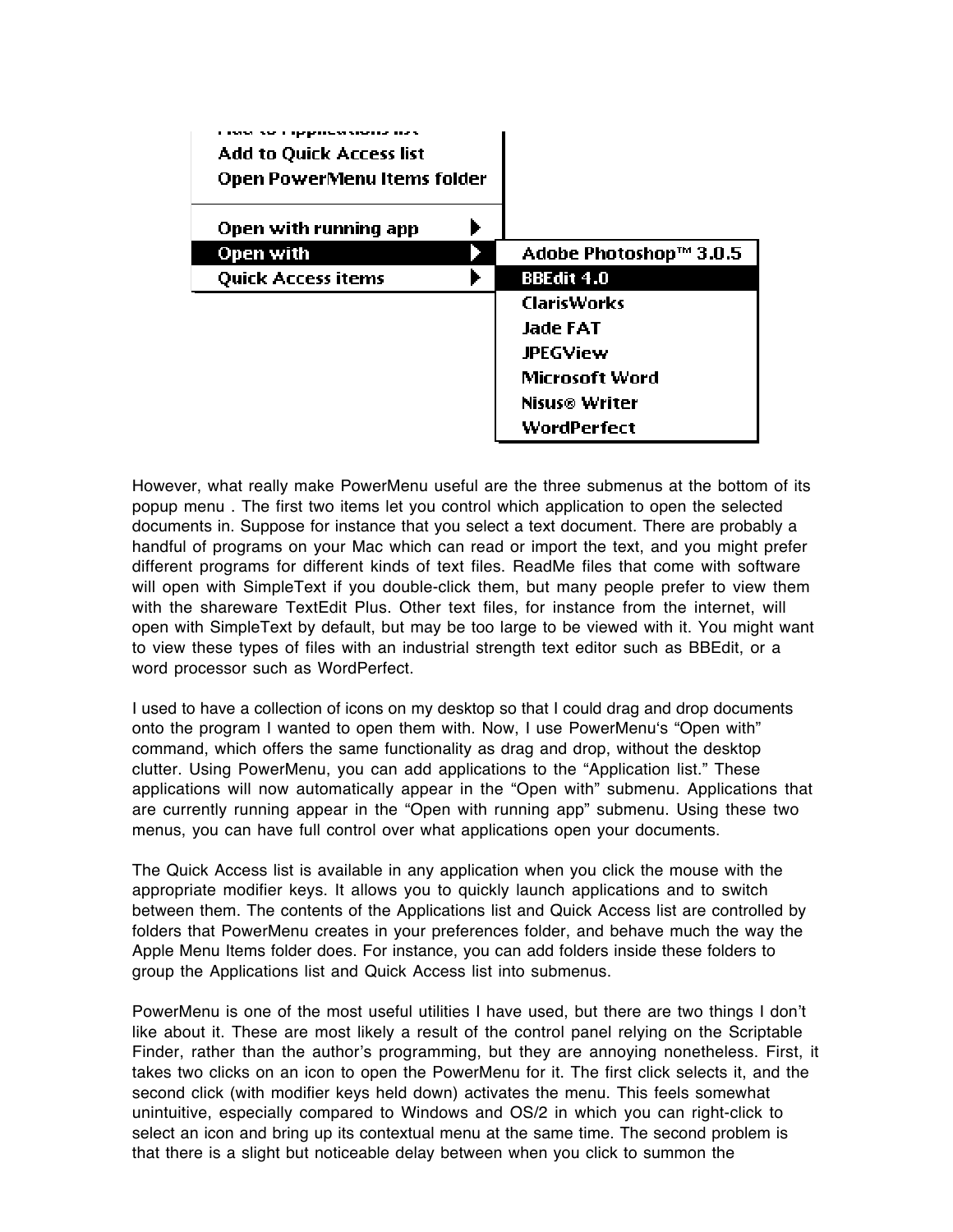However, what really make PowerMenu useful are the three submenus at the bottom of its popup menu . The first two items let you control which application to open the selected documents in. Suppose for instance that you select a text document. There are probably a handful of programs on your Mac which can read or import the text, and you might prefer different programs for different kinds of text files. ReadMe files that come with software will open with SimpleText if you double-click them, but many people prefer to view them with the shareware TextEdit Plus. Other text files, for instance from the internet, will open with SimpleText by default, but may be too large to be viewed with it. You might want to view these types of files with an industrial strength text editor such as BBEdit, or a word processor such as WordPerfect.

I used to have a collection of icons on my desktop so that I could drag and drop documents onto the program I wanted to open them with. Now, I use PowerMenu's "Open with" command, which offers the same functionality as drag and drop, without the desktop clutter. Using PowerMenu, you can add applications to the "Application list." These applications will now automatically appear in the "Open with" submenu. Applications that are currently running appear in the "Open with running app" submenu. Using these two menus, you can have full control over what applications open your documents.

The Quick Access list is available in any application when you click the mouse with the appropriate modifier keys. It allows you to quickly launch applications and to switch between them. The contents of the Applications list and Quick Access list are controlled by folders that PowerMenu creates in your preferences folder, and behave much the way the Apple Menu Items folder does. For instance, you can add folders inside these folders to group the Applications list and Quick Access list into submenus.

PowerMenu is one of the most useful utilities I have used, but there are two things I don't like about it. These are most likely a result of the control panel relying on the Scriptable Finder, rather than the author's programming, but they are annoying nonetheless. First, it takes two clicks on an icon to open the PowerMenu for it. The first click selects it, and the second click (with modifier keys held down) activates the menu. This feels somewhat unintuitive, especially compared to Windows and OS/2 in which you can right-click to select an icon and bring up its contextual menu at the same time. The second problem is that there is a slight but noticeable delay between when you click to summon the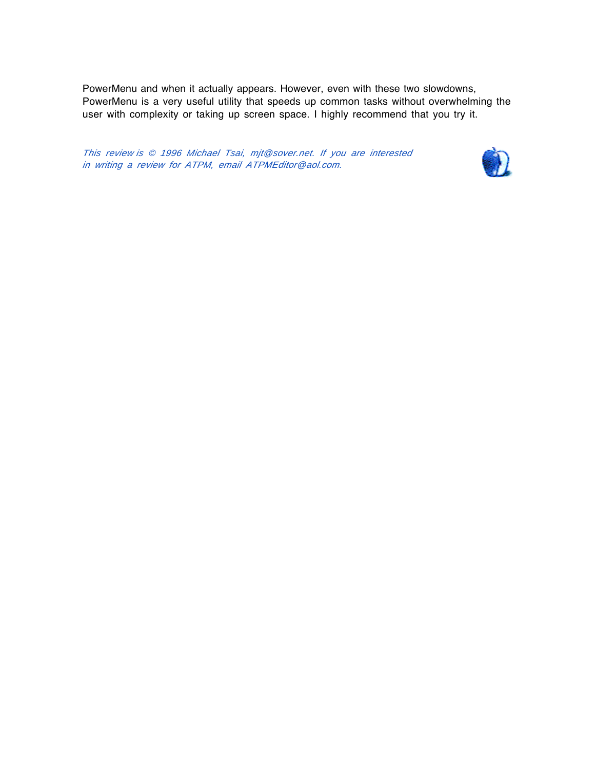PowerMenu and when it actually appears. However, even with these two slowdowns, PowerMenu is a very useful utility that speeds up common tasks without overwhelming the user with complexity or taking up screen space. I highly recommend that you try it.

*This review is © 1996 Michael Tsai, mjt@sover.net. If you are interested in writing a review for ATPM, email ATPMEditor@aol.com.*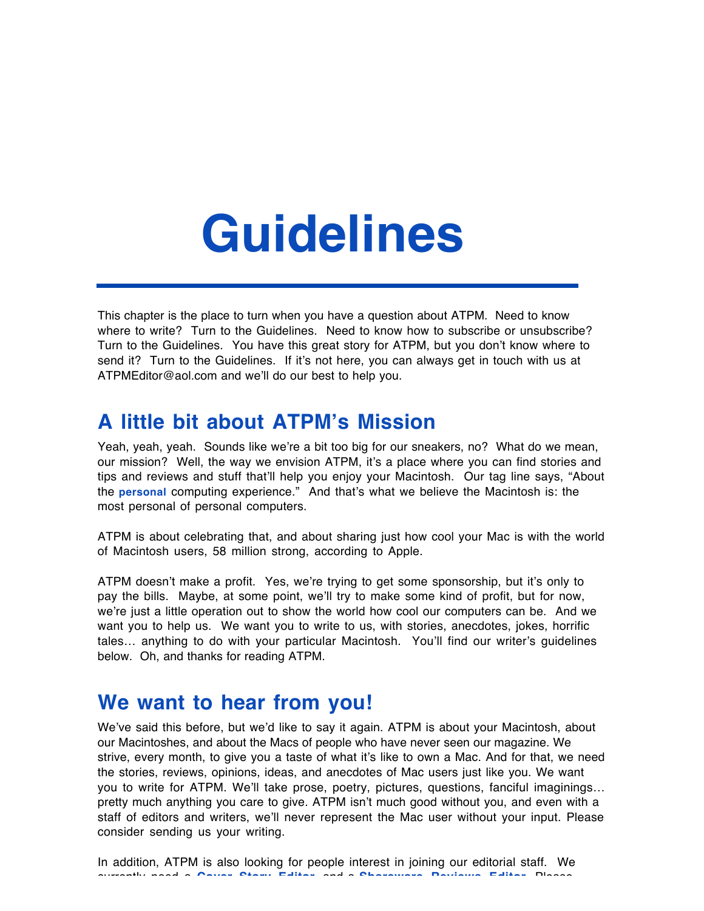# Guidelines

This chapter is the place to turn when you have a question about ATPM. Need to know where to write? Turn to the Guidelines. Need to know how to subscribe or unsubscribe? Turn to the Guidelines. You have this great story for ATPM, but you don't know where to send it? Turn to the Guidelines. If it's not here, you can always get in touch with us at ATPMEditor@aol.com and we'll do our best to help you.

## A little bit about ATPM's Mission

Yeah, yeah, yeah. Sounds like we're a bit too big for our sneakers, no? What do we mean, our mission? Well, the way we envision ATPM, it's a place where you can find stories and tips and reviews and stuff that'll help you enjoy your Macintosh. Our tag line says, "About the **personal** computing experience." And that's what we believe the Macintosh is: the most personal of personal computers.

ATPM is about celebrating that, and about sharing just how cool your Mac is with the world of Macintosh users, 58 million strong, according to Apple.

ATPM doesn't make a profit. Yes, we're trying to get some sponsorship, but it's only to pay the bills. Maybe, at some point, we'll try to make some kind of profit, but for now, we're just a little operation out to show the world how cool our computers can be. And we want you to help us. We want you to write to us, with stories, anecdotes, jokes, horrific tales… anything to do with your particular Macintosh. You'll find our writer's guidelines below. Oh, and thanks for reading ATPM.

## We want to hear from you!

We've said this before, but we'd like to say it again. ATPM is about your Macintosh, about our Macintoshes, and about the Macs of people who have never seen our magazine. We strive, every month, to give you a taste of what it's like to own a Mac. And for that, we need the stories, reviews, opinions, ideas, and anecdotes of Mac users just like you. We want you to write for ATPM. We'll take prose, poetry, pictures, questions, fanciful imaginings… pretty much anything you care to give. ATPM isn't much good without you, and even with a staff of editors and writers, we'll never represent the Mac user without your input. Please consider sending us your writing.

In addition, ATPM is also looking for people interest in joining our editorial staff. We currently need a **Cover Story Editor** and a **Shareware Reviews Editor**. Please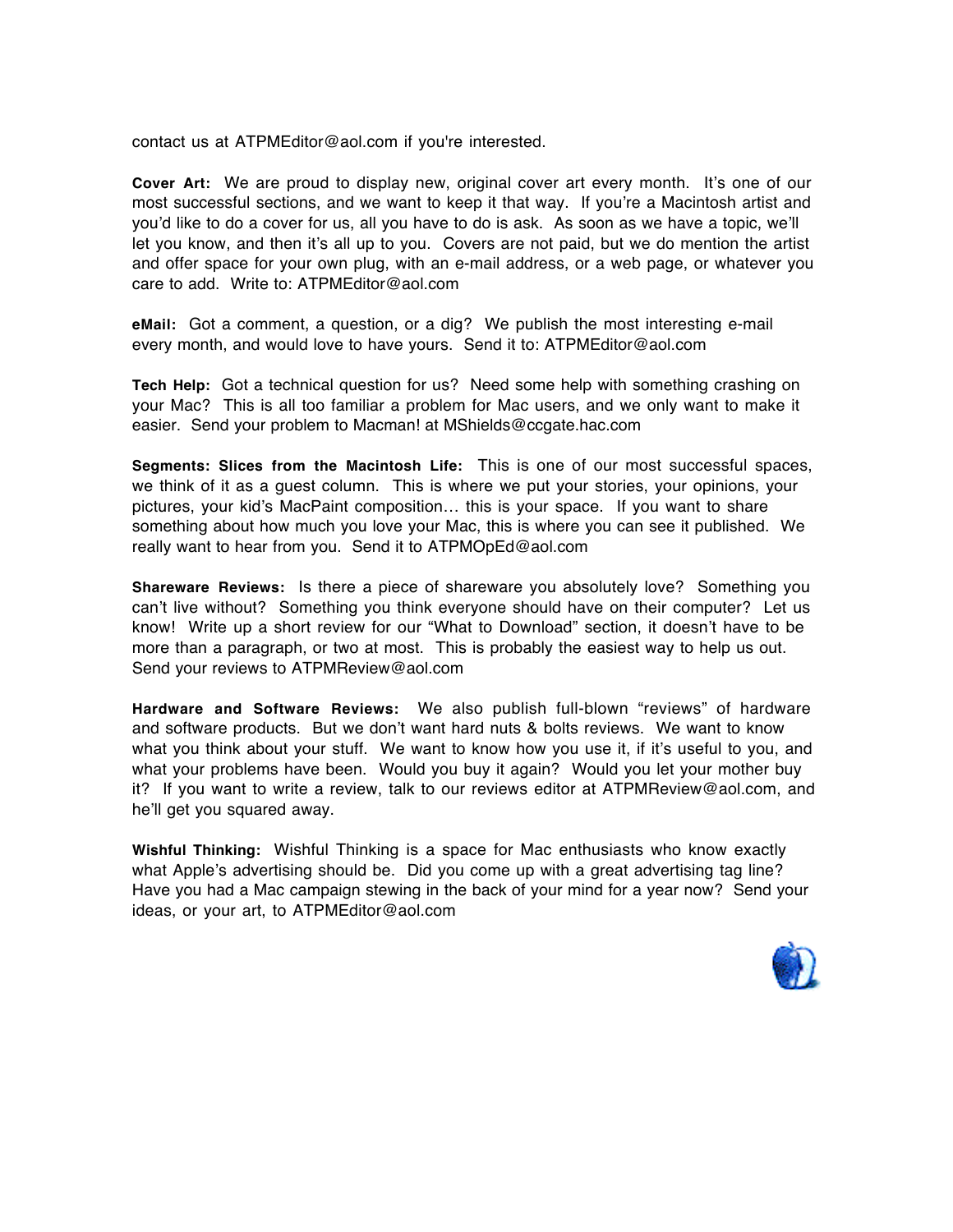contact us at ATPMEditor@aol.com if you're interested.

**Cover Art:** We are proud to display new, original cover art every month. It's one of our most successful sections, and we want to keep it that way. If you're a Macintosh artist and you'd like to do a cover for us, all you have to do is ask. As soon as we have a topic, we'll let you know, and then it's all up to you. Covers are not paid, but we do mention the artist and offer space for your own plug, with an e-mail address, or a web page, or whatever you care to add. Write to: ATPMEditor@aol.com

**eMail:** Got a comment, a question, or a dig? We publish the most interesting e-mail every month, and would love to have yours. Send it to: ATPMEditor@aol.com

**Tech Help:** Got a technical question for us? Need some help with something crashing on your Mac? This is all too familiar a problem for Mac users, and we only want to make it easier. Send your problem to Macman! at MShields@ccgate.hac.com

**Segments: Slices from the Macintosh Life:** This is one of our most successful spaces, we think of it as a guest column. This is where we put your stories, your opinions, your pictures, your kid's MacPaint composition… this is your space. If you want to share something about how much you love your Mac, this is where you can see it published. We really want to hear from you. Send it to ATPMOpEd@aol.com

**Shareware Reviews:** Is there a piece of shareware you absolutely love? Something you can't live without? Something you think everyone should have on their computer? Let us know! Write up a short review for our "What to Download" section, it doesn't have to be more than a paragraph, or two at most. This is probably the easiest way to help us out. Send your reviews to ATPMReview@aol.com

**Hardware and Software Reviews:** We also publish full-blown "reviews" of hardware and software products. But we don't want hard nuts & bolts reviews. We want to know what you think about your stuff. We want to know how you use it, if it's useful to you, and what your problems have been. Would you buy it again? Would you let your mother buy it? If you want to write a review, talk to our reviews editor at ATPMReview@aol.com, and he'll get you squared away.

**Wishful Thinking:** Wishful Thinking is a space for Mac enthusiasts who know exactly what Apple's advertising should be. Did you come up with a great advertising tag line? Have you had a Mac campaign stewing in the back of your mind for a year now? Send your ideas, or your art, to ATPMEditor@aol.com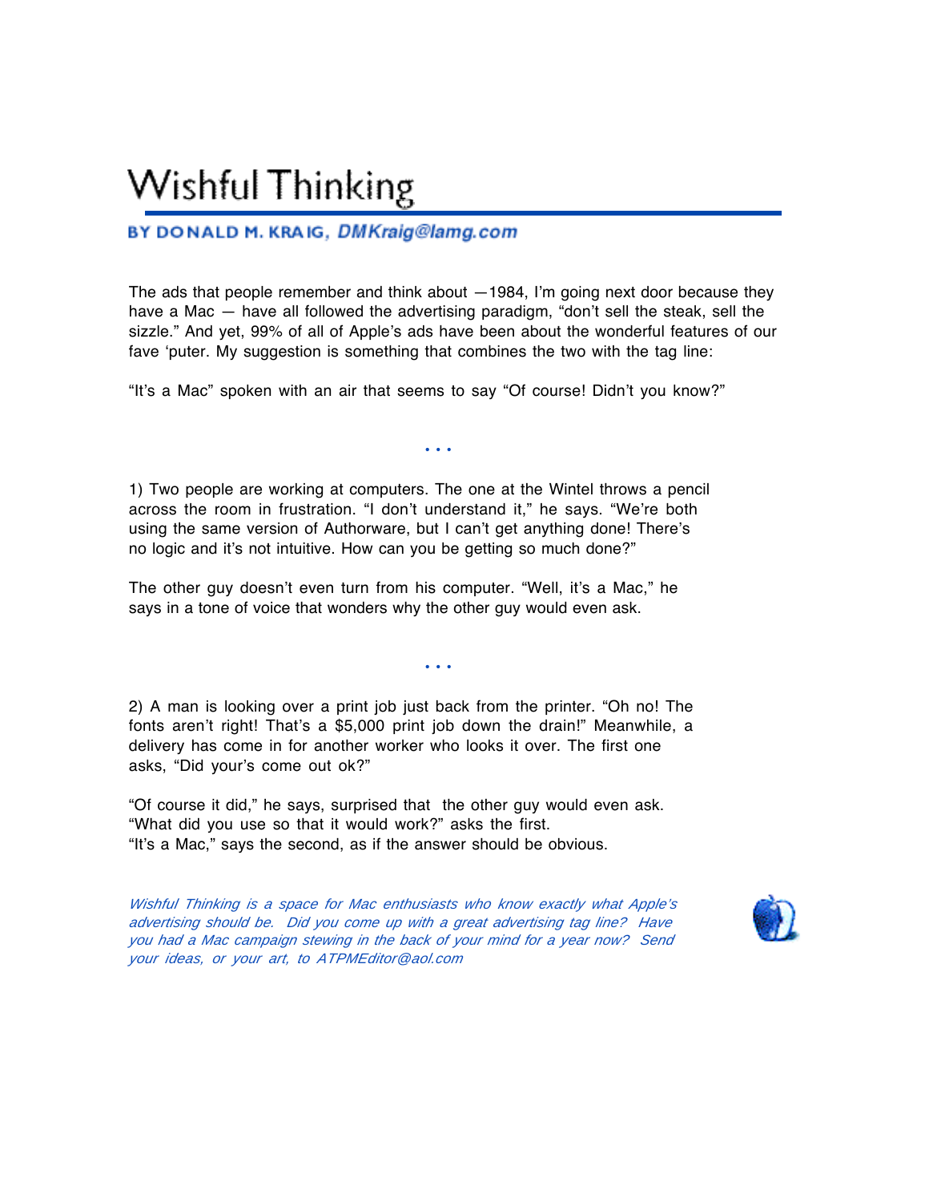# Wishful Thinking

**BY DONALD M. KRAIG, *DMKraig@lamg.com***

The ads that people remember and think about —1984, I'm going next door because they have a Mac — have all followed the advertising paradigm, "don't sell the steak, sell the sizzle." And yet, 99% of all of Apple's ads have been about the wonderful features of our fave 'puter. My suggestion is something that combines the two with the tag line:

"It's a Mac" spoken with an air that seems to say "Of course! Didn't you know?"

• • •

1) Two people are working at computers. The one at the Wintel throws a pencil across the room in frustration. "I don't understand it," he says. "We're both using the same version of Authorware, but I can't get anything done! There's no logic and it's not intuitive. How can you be getting so much done?"

The other guy doesn't even turn from his computer. "Well, it's a Mac," he says in a tone of voice that wonders why the other guy would even ask.

• • •

2) A man is looking over a print job just back from the printer. "Oh no! The fonts aren't right! That's a $5,000 print job down the drain!" Meanwhile, a delivery has come in for another worker who looks it over. The first one asks, "Did your's come out ok?"

"Of course it did," he says, surprised that the other guy would even ask.
"What did you use so that it would work?" asks the first.
"It's a Mac," says the second, as if the answer should be obvious.

*Wishful Thinking is a space for Mac enthusiasts who know exactly what Apple's advertising should be. Did you come up with a great advertising tag line? Have you had a Mac campaign stewing in the back of your mind for a year now? Send your ideas, or your art, to ATPMEditor@aol.com*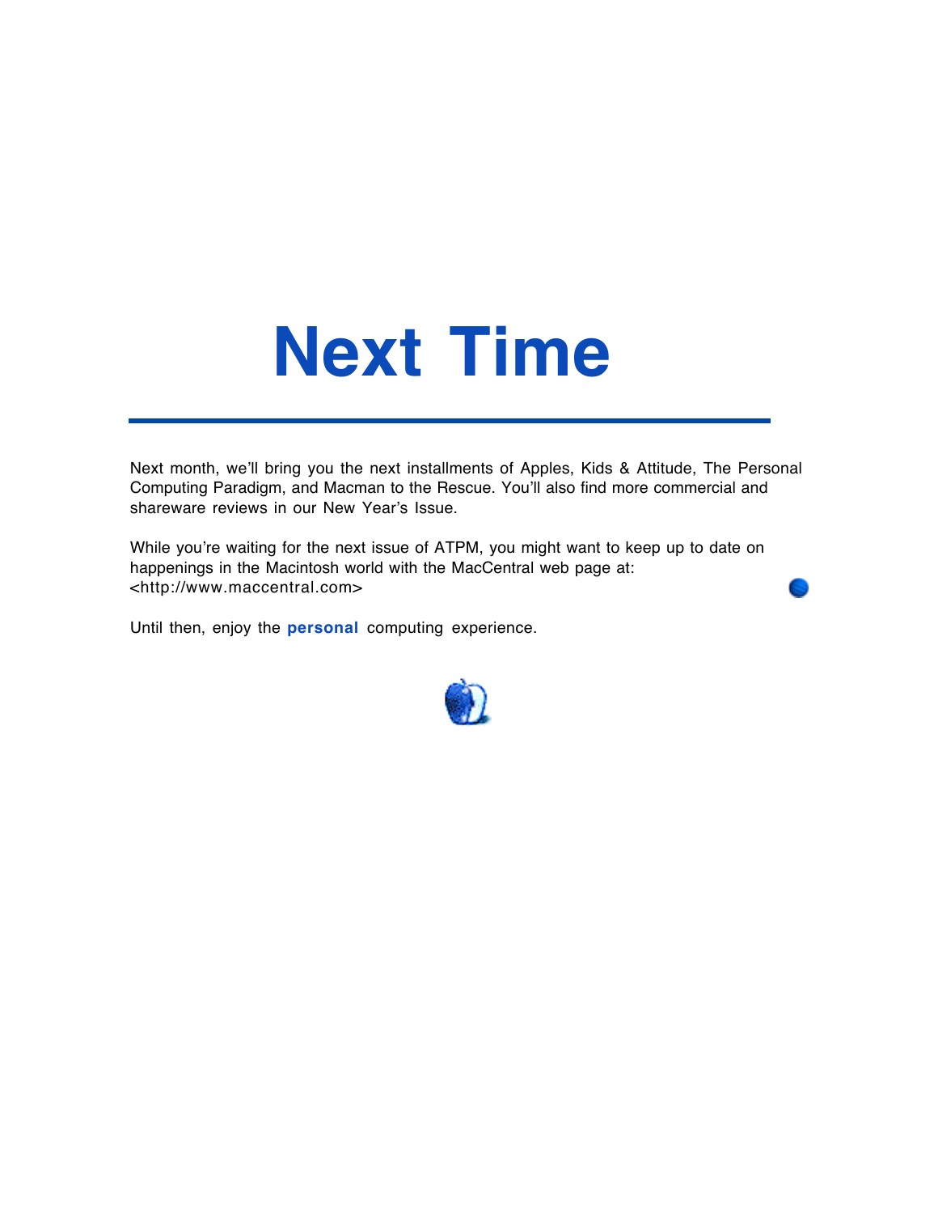# Next Time

Next month, we'll bring you the next installments of Apples, Kids & Attitude, The Personal Computing Paradigm, and Macman to the Rescue. You'll also find more commercial and shareware reviews in our New Year's Issue.

While you're waiting for the next issue of ATPM, you might want to keep up to date on happenings in the Macintosh world with the MacCentral web page at: <http://www.maccentral.com>

Until then, enjoy the **personal** computing experience.